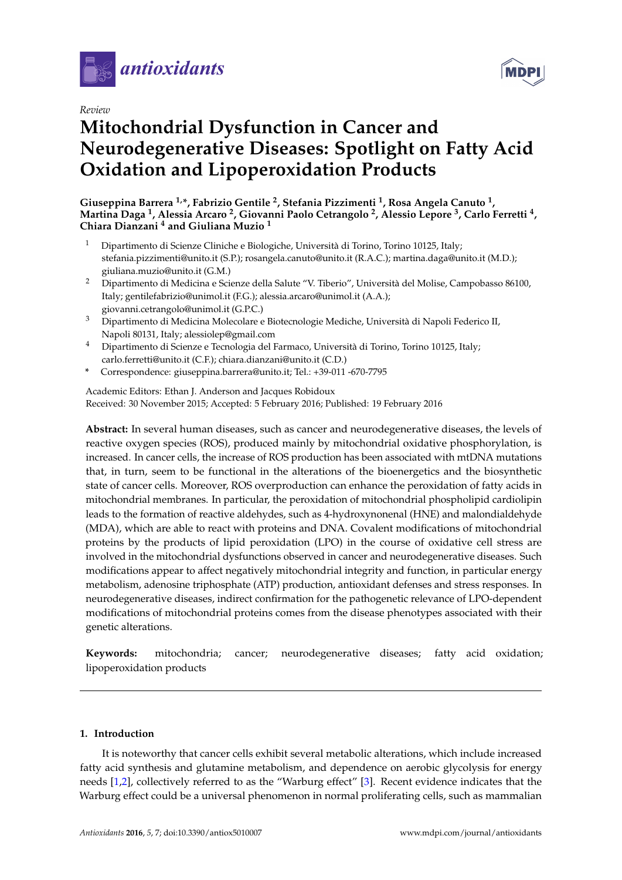*Review*

# Mitochondrial Dysfunction in Cancer and Neurodegenerative Diseases: Spotlight on Fatty Acid Oxidation and Lipoperoxidation Products

**Giuseppina Barrera [1,*], Fabrizio Gentile [2], Stefania Pizzimenti [1], Rosa Angela Canuto [1], Martina Daga [1], Alessia Arcaro [2], Giovanni Paolo Cetrangolo [2], Alessio Lepore [3], Carlo Ferretti [4], Chiara Dianzani [4] and Giuliana Muzio [1]**

1. Dipartimento di Scienze Cliniche e Biologiche, Università di Torino, Torino 10125, Italy; stefania.pizzimenti@unito.it (S.P.); rosangela.canuto@unito.it (R.A.C.); martina.daga@unito.it (M.D.); giuliana.muzio@unito.it (G.M.)
2. Dipartimento di Medicina e Scienze della Salute "V. Tiberio", Università del Molise, Campobasso 86100, Italy; gentilefabrizio@unimol.it (F.G.); alessia.arcaro@unimol.it (A.A.); giovanni.cetrangolo@unimol.it (G.P.C.)
3. Dipartimento di Medicina Molecolare e Biotecnologie Mediche, Università di Napoli Federico II, Napoli 80131, Italy; alessiolep@gmail.com
4. Dipartimento di Scienze e Tecnologia del Farmaco, Università di Torino, Torino 10125, Italy; carlo.ferretti@unito.it (C.F.); chiara.dianzani@unito.it (C.D.)

\* Correspondence: giuseppina.barrera@unito.it; Tel.: +39-011 -670-7795

Academic Editors: Ethan J. Anderson and Jacques Robidoux
Received: 30 November 2015; Accepted: 5 February 2016; Published: 19 February 2016

**Abstract:** In several human diseases, such as cancer and neurodegenerative diseases, the levels of reactive oxygen species (ROS), produced mainly by mitochondrial oxidative phosphorylation, is increased. In cancer cells, the increase of ROS production has been associated with mtDNA mutations that, in turn, seem to be functional in the alterations of the bioenergetics and the biosynthetic state of cancer cells. Moreover, ROS overproduction can enhance the peroxidation of fatty acids in mitochondrial membranes. In particular, the peroxidation of mitochondrial phospholipid cardiolipin leads to the formation of reactive aldehydes, such as 4-hydroxynonenal (HNE) and malondialdehyde (MDA), which are able to react with proteins and DNA. Covalent modifications of mitochondrial proteins by the products of lipid peroxidation (LPO) in the course of oxidative cell stress are involved in the mitochondrial dysfunctions observed in cancer and neurodegenerative diseases. Such modifications appear to affect negatively mitochondrial integrity and function, in particular energy metabolism, adenosine triphosphate (ATP) production, antioxidant defenses and stress responses. In neurodegenerative diseases, indirect confirmation for the pathogenetic relevance of LPO-dependent modifications of mitochondrial proteins comes from the disease phenotypes associated with their genetic alterations.

**Keywords:** mitochondria; cancer; neurodegenerative diseases; fatty acid oxidation; lipoperoxidation products

## 1. Introduction

It is noteworthy that cancer cells exhibit several metabolic alterations, which include increased fatty acid synthesis and glutamine metabolism, and dependence on aerobic glycolysis for energy needs [1,2], collectively referred to as the "Warburg effect" [3]. Recent evidence indicates that the Warburg effect could be a universal phenomenon in normal proliferating cells, such as mammalian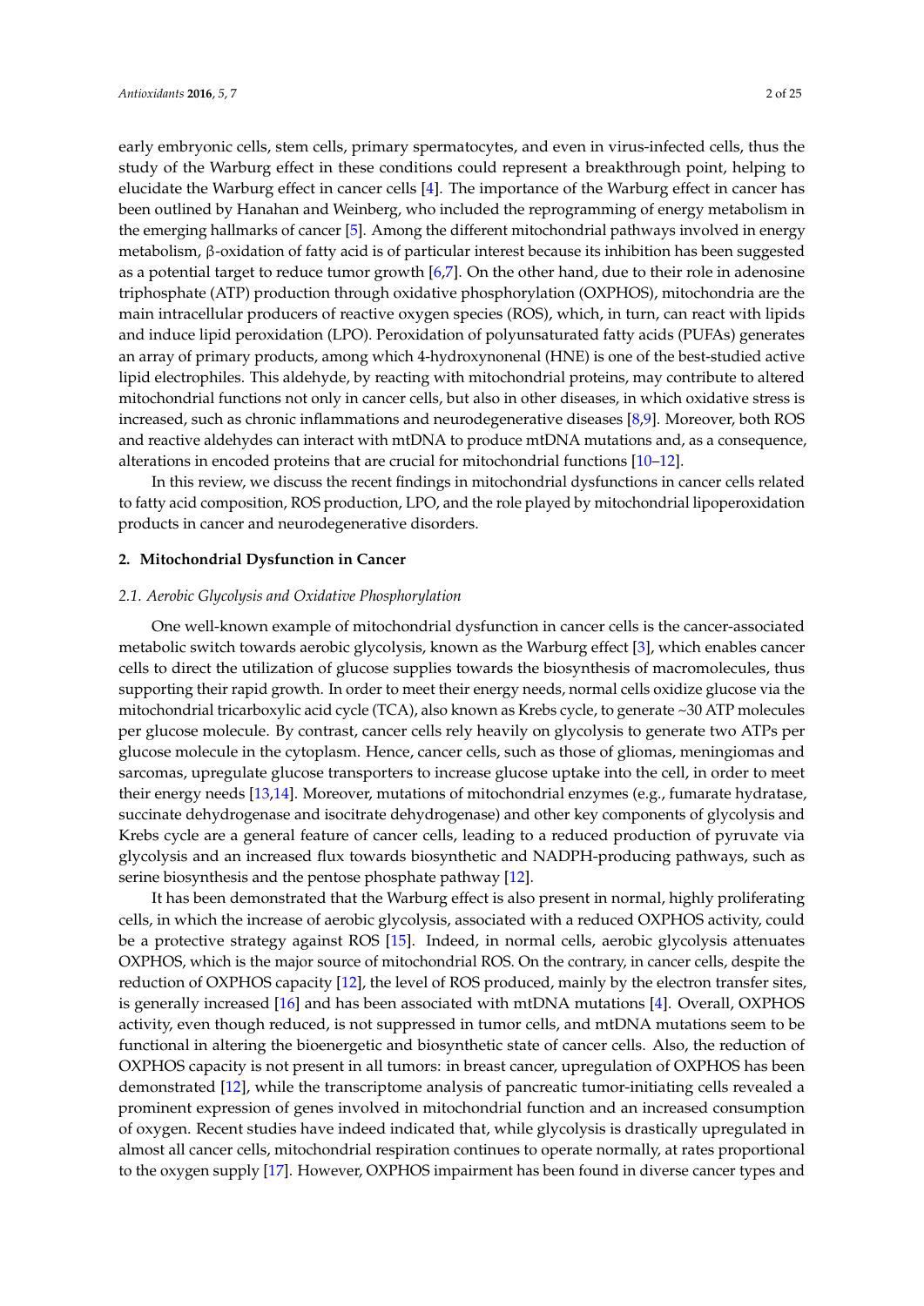early embryonic cells, stem cells, primary spermatocytes, and even in virus-infected cells, thus the study of the Warburg effect in these conditions could represent a breakthrough point, helping to elucidate the Warburg effect in cancer cells [4]. The importance of the Warburg effect in cancer has been outlined by Hanahan and Weinberg, who included the reprogramming of energy metabolism in the emerging hallmarks of cancer [5]. Among the different mitochondrial pathways involved in energy metabolism, β-oxidation of fatty acid is of particular interest because its inhibition has been suggested as a potential target to reduce tumor growth [6,7]. On the other hand, due to their role in adenosine triphosphate (ATP) production through oxidative phosphorylation (OXPHOS), mitochondria are the main intracellular producers of reactive oxygen species (ROS), which, in turn, can react with lipids and induce lipid peroxidation (LPO). Peroxidation of polyunsaturated fatty acids (PUFAs) generates an array of primary products, among which 4-hydroxynonenal (HNE) is one of the best-studied active lipid electrophiles. This aldehyde, by reacting with mitochondrial proteins, may contribute to altered mitochondrial functions not only in cancer cells, but also in other diseases, in which oxidative stress is increased, such as chronic inflammations and neurodegenerative diseases [8,9]. Moreover, both ROS and reactive aldehydes can interact with mtDNA to produce mtDNA mutations and, as a consequence, alterations in encoded proteins that are crucial for mitochondrial functions [10–12].

In this review, we discuss the recent findings in mitochondrial dysfunctions in cancer cells related to fatty acid composition, ROS production, LPO, and the role played by mitochondrial lipoperoxidation products in cancer and neurodegenerative disorders.

## 2. Mitochondrial Dysfunction in Cancer

### *2.1. Aerobic Glycolysis and Oxidative Phosphorylation*

One well-known example of mitochondrial dysfunction in cancer cells is the cancer-associated metabolic switch towards aerobic glycolysis, known as the Warburg effect [3], which enables cancer cells to direct the utilization of glucose supplies towards the biosynthesis of macromolecules, thus supporting their rapid growth. In order to meet their energy needs, normal cells oxidize glucose via the mitochondrial tricarboxylic acid cycle (TCA), also known as Krebs cycle, to generate ~30 ATP molecules per glucose molecule. By contrast, cancer cells rely heavily on glycolysis to generate two ATPs per glucose molecule in the cytoplasm. Hence, cancer cells, such as those of gliomas, meningiomas and sarcomas, upregulate glucose transporters to increase glucose uptake into the cell, in order to meet their energy needs [13,14]. Moreover, mutations of mitochondrial enzymes (e.g., fumarate hydratase, succinate dehydrogenase and isocitrate dehydrogenase) and other key components of glycolysis and Krebs cycle are a general feature of cancer cells, leading to a reduced production of pyruvate via glycolysis and an increased flux towards biosynthetic and NADPH-producing pathways, such as serine biosynthesis and the pentose phosphate pathway [12].

It has been demonstrated that the Warburg effect is also present in normal, highly proliferating cells, in which the increase of aerobic glycolysis, associated with a reduced OXPHOS activity, could be a protective strategy against ROS [15]. Indeed, in normal cells, aerobic glycolysis attenuates OXPHOS, which is the major source of mitochondrial ROS. On the contrary, in cancer cells, despite the reduction of OXPHOS capacity [12], the level of ROS produced, mainly by the electron transfer sites, is generally increased [16] and has been associated with mtDNA mutations [4]. Overall, OXPHOS activity, even though reduced, is not suppressed in tumor cells, and mtDNA mutations seem to be functional in altering the bioenergetic and biosynthetic state of cancer cells. Also, the reduction of OXPHOS capacity is not present in all tumors: in breast cancer, upregulation of OXPHOS has been demonstrated [12], while the transcriptome analysis of pancreatic tumor-initiating cells revealed a prominent expression of genes involved in mitochondrial function and an increased consumption of oxygen. Recent studies have indeed indicated that, while glycolysis is drastically upregulated in almost all cancer cells, mitochondrial respiration continues to operate normally, at rates proportional to the oxygen supply [17]. However, OXPHOS impairment has been found in diverse cancer types and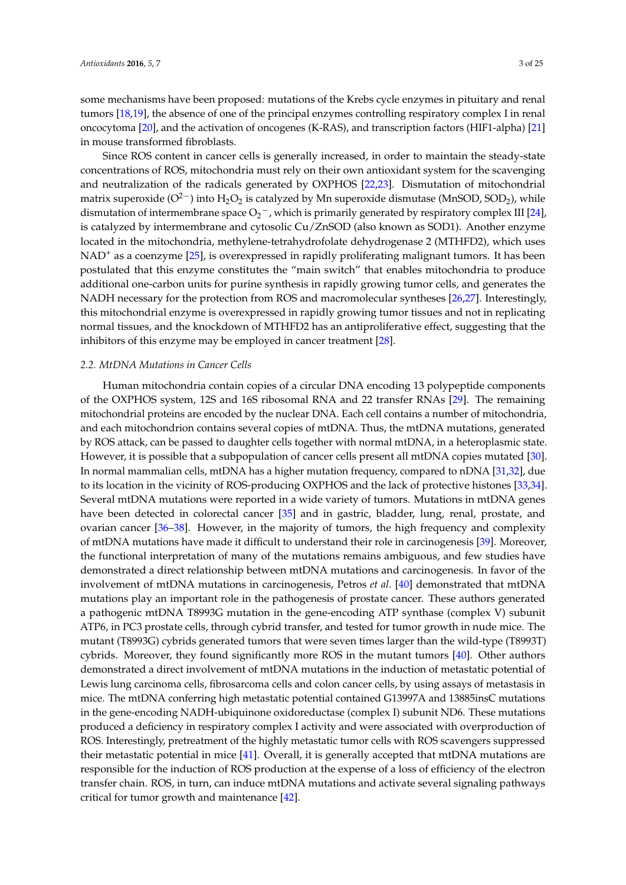some mechanisms have been proposed: mutations of the Krebs cycle enzymes in pituitary and renal tumors [18,19], the absence of one of the principal enzymes controlling respiratory complex I in renal oncocytoma [20], and the activation of oncogenes (K-RAS), and transcription factors (HIF1-alpha) [21] in mouse transformed fibroblasts.

Since ROS content in cancer cells is generally increased, in order to maintain the steady-state concentrations of ROS, mitochondria must rely on their own antioxidant system for the scavenging and neutralization of the radicals generated by OXPHOS [22,23]. Dismutation of mitochondrial matrix superoxide ($O^{2-}$) into $H_2O_2$ is catalyzed by Mn superoxide dismutase (MnSOD, $SOD_2$), while dismutation of intermembrane space $O_2^-$, which is primarily generated by respiratory complex III [24], is catalyzed by intermembrane and cytosolic Cu/ZnSOD (also known as SOD1). Another enzyme located in the mitochondria, methylene-tetrahydrofolate dehydrogenase 2 (MTHFD2), which uses $NAD^+$ as a coenzyme [25], is overexpressed in rapidly proliferating malignant tumors. It has been postulated that this enzyme constitutes the "main switch" that enables mitochondria to produce additional one-carbon units for purine synthesis in rapidly growing tumor cells, and generates the NADH necessary for the protection from ROS and macromolecular syntheses [26,27]. Interestingly, this mitochondrial enzyme is overexpressed in rapidly growing tumor tissues and not in replicating normal tissues, and the knockdown of MTHFD2 has an antiproliferative effect, suggesting that the inhibitors of this enzyme may be employed in cancer treatment [28].

### 2.2. MtDNA Mutations in Cancer Cells

Human mitochondria contain copies of a circular DNA encoding 13 polypeptide components of the OXPHOS system, 12S and 16S ribosomal RNA and 22 transfer RNAs [29]. The remaining mitochondrial proteins are encoded by the nuclear DNA. Each cell contains a number of mitochondria, and each mitochondrion contains several copies of mtDNA. Thus, the mtDNA mutations, generated by ROS attack, can be passed to daughter cells together with normal mtDNA, in a heteroplasmic state. However, it is possible that a subpopulation of cancer cells present all mtDNA copies mutated [30]. In normal mammalian cells, mtDNA has a higher mutation frequency, compared to nDNA [31,32], due to its location in the vicinity of ROS-producing OXPHOS and the lack of protective histones [33,34]. Several mtDNA mutations were reported in a wide variety of tumors. Mutations in mtDNA genes have been detected in colorectal cancer [35] and in gastric, bladder, lung, renal, prostate, and ovarian cancer [36–38]. However, in the majority of tumors, the high frequency and complexity of mtDNA mutations have made it difficult to understand their role in carcinogenesis [39]. Moreover, the functional interpretation of many of the mutations remains ambiguous, and few studies have demonstrated a direct relationship between mtDNA mutations and carcinogenesis. In favor of the involvement of mtDNA mutations in carcinogenesis, Petros *et al.* [40] demonstrated that mtDNA mutations play an important role in the pathogenesis of prostate cancer. These authors generated a pathogenic mtDNA T8993G mutation in the gene-encoding ATP synthase (complex V) subunit ATP6, in PC3 prostate cells, through cybrid transfer, and tested for tumor growth in nude mice. The mutant (T8993G) cybrids generated tumors that were seven times larger than the wild-type (T8993T) cybrids. Moreover, they found significantly more ROS in the mutant tumors [40]. Other authors demonstrated a direct involvement of mtDNA mutations in the induction of metastatic potential of Lewis lung carcinoma cells, fibrosarcoma cells and colon cancer cells, by using assays of metastasis in mice. The mtDNA conferring high metastatic potential contained G13997A and 13885insC mutations in the gene-encoding NADH-ubiquinone oxidoreductase (complex I) subunit ND6. These mutations produced a deficiency in respiratory complex I activity and were associated with overproduction of ROS. Interestingly, pretreatment of the highly metastatic tumor cells with ROS scavengers suppressed their metastatic potential in mice [41]. Overall, it is generally accepted that mtDNA mutations are responsible for the induction of ROS production at the expense of a loss of efficiency of the electron transfer chain. ROS, in turn, can induce mtDNA mutations and activate several signaling pathways critical for tumor growth and maintenance [42].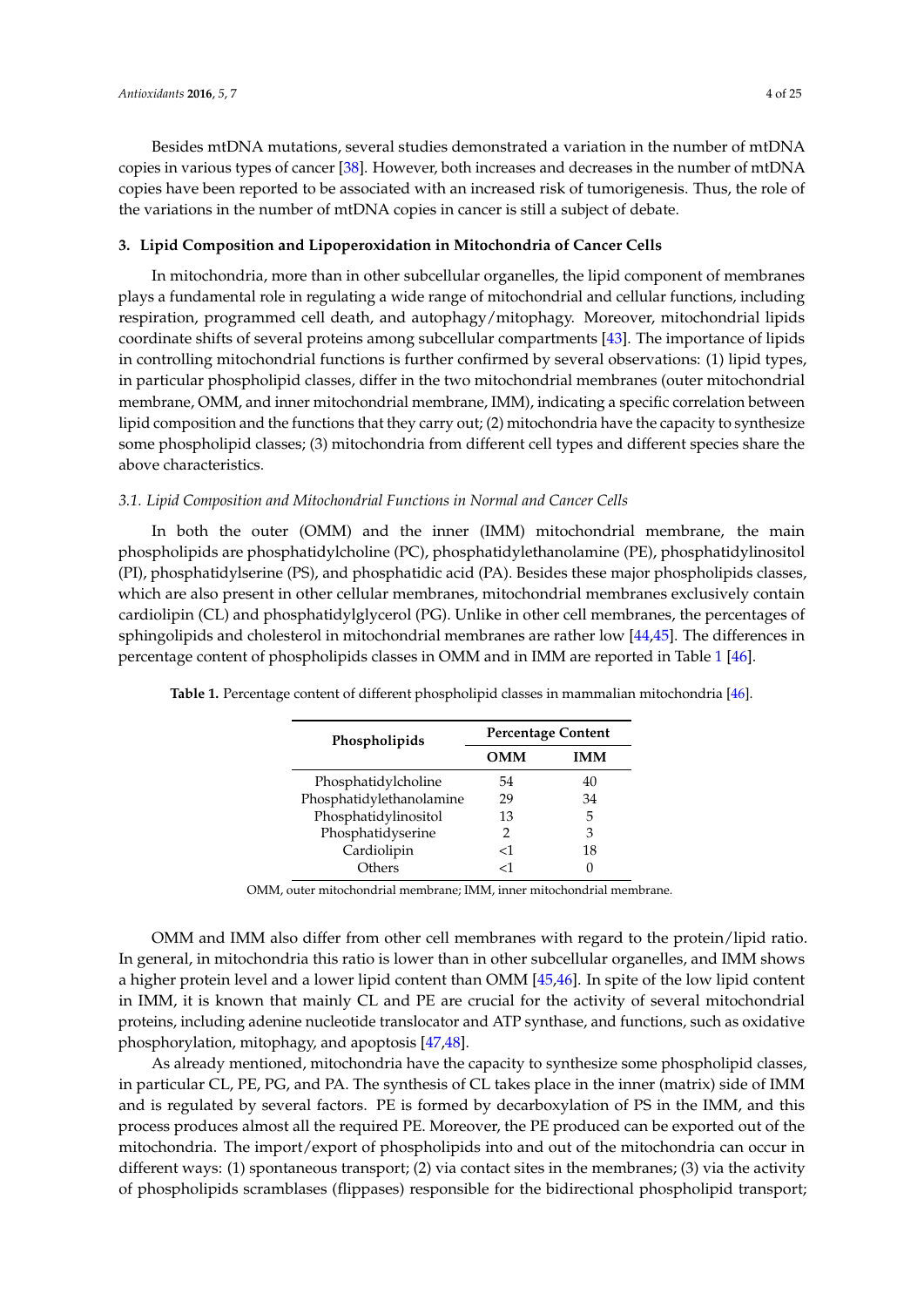Besides mtDNA mutations, several studies demonstrated a variation in the number of mtDNA copies in various types of cancer [38]. However, both increases and decreases in the number of mtDNA copies have been reported to be associated with an increased risk of tumorigenesis. Thus, the role of the variations in the number of mtDNA copies in cancer is still a subject of debate.

## 3. Lipid Composition and Lipoperoxidation in Mitochondria of Cancer Cells

In mitochondria, more than in other subcellular organelles, the lipid component of membranes plays a fundamental role in regulating a wide range of mitochondrial and cellular functions, including respiration, programmed cell death, and autophagy/mitophagy. Moreover, mitochondrial lipids coordinate shifts of several proteins among subcellular compartments [43]. The importance of lipids in controlling mitochondrial functions is further confirmed by several observations: (1) lipid types, in particular phospholipid classes, differ in the two mitochondrial membranes (outer mitochondrial membrane, OMM, and inner mitochondrial membrane, IMM), indicating a specific correlation between lipid composition and the functions that they carry out; (2) mitochondria have the capacity to synthesize some phospholipid classes; (3) mitochondria from different cell types and different species share the above characteristics.

### *3.1. Lipid Composition and Mitochondrial Functions in Normal and Cancer Cells*

In both the outer (OMM) and the inner (IMM) mitochondrial membrane, the main phospholipids are phosphatidylcholine (PC), phosphatidylethanolamine (PE), phosphatidylinositol (PI), phosphatidylserine (PS), and phosphatidic acid (PA). Besides these major phospholipids classes, which are also present in other cellular membranes, mitochondrial membranes exclusively contain cardiolipin (CL) and phosphatidylglycerol (PG). Unlike in other cell membranes, the percentages of sphingolipids and cholesterol in mitochondrial membranes are rather low [44,45]. The differences in percentage content of phospholipids classes in OMM and in IMM are reported in Table 1 [46].

**Table 1.** Percentage content of different phospholipid classes in mammalian mitochondria [46].

| Phospholipids | Percentage Content | |
|---|---|---|
| | **OMM** | **IMM** |
| Phosphatidylcholine | 54 | 40 |
| Phosphatidylethanolamine | 29 | 34 |
| Phosphatidylinositol | 13 | 5 |
| Phosphatidyserine | 2 | 3 |
| Cardiolipin | <1 | 18 |
| Others | <1 | 0 |

OMM, outer mitochondrial membrane; IMM, inner mitochondrial membrane.

OMM and IMM also differ from other cell membranes with regard to the protein/lipid ratio. In general, in mitochondria this ratio is lower than in other subcellular organelles, and IMM shows a higher protein level and a lower lipid content than OMM [45,46]. In spite of the low lipid content in IMM, it is known that mainly CL and PE are crucial for the activity of several mitochondrial proteins, including adenine nucleotide translocator and ATP synthase, and functions, such as oxidative phosphorylation, mitophagy, and apoptosis [47,48].

As already mentioned, mitochondria have the capacity to synthesize some phospholipid classes, in particular CL, PE, PG, and PA. The synthesis of CL takes place in the inner (matrix) side of IMM and is regulated by several factors. PE is formed by decarboxylation of PS in the IMM, and this process produces almost all the required PE. Moreover, the PE produced can be exported out of the mitochondria. The import/export of phospholipids into and out of the mitochondria can occur in different ways: (1) spontaneous transport; (2) via contact sites in the membranes; (3) via the activity of phospholipids scramblases (flippases) responsible for the bidirectional phospholipid transport;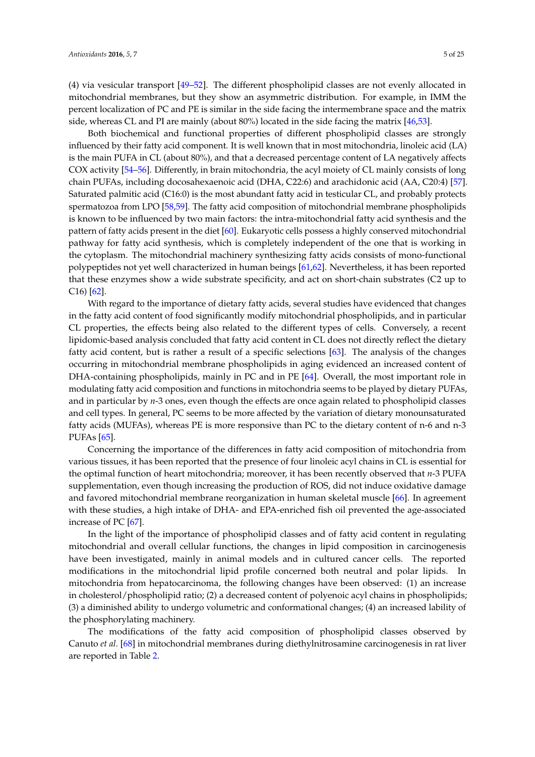(4) via vesicular transport [49–52]. The different phospholipid classes are not evenly allocated in mitochondrial membranes, but they show an asymmetric distribution. For example, in IMM the percent localization of PC and PE is similar in the side facing the intermembrane space and the matrix side, whereas CL and PI are mainly (about 80%) located in the side facing the matrix [46,53].

Both biochemical and functional properties of different phospholipid classes are strongly influenced by their fatty acid component. It is well known that in most mitochondria, linoleic acid (LA) is the main PUFA in CL (about 80%), and that a decreased percentage content of LA negatively affects COX activity [54–56]. Differently, in brain mitochondria, the acyl moiety of CL mainly consists of long chain PUFAs, including docosahexaenoic acid (DHA, C22:6) and arachidonic acid (AA, C20:4) [57]. Saturated palmitic acid (C16:0) is the most abundant fatty acid in testicular CL, and probably protects spermatozoa from LPO [58,59]. The fatty acid composition of mitochondrial membrane phospholipids is known to be influenced by two main factors: the intra-mitochondrial fatty acid synthesis and the pattern of fatty acids present in the diet [60]. Eukaryotic cells possess a highly conserved mitochondrial pathway for fatty acid synthesis, which is completely independent of the one that is working in the cytoplasm. The mitochondrial machinery synthesizing fatty acids consists of mono-functional polypeptides not yet well characterized in human beings [61,62]. Nevertheless, it has been reported that these enzymes show a wide substrate specificity, and act on short-chain substrates (C2 up to C16) [62].

With regard to the importance of dietary fatty acids, several studies have evidenced that changes in the fatty acid content of food significantly modify mitochondrial phospholipids, and in particular CL properties, the effects being also related to the different types of cells. Conversely, a recent lipidomic-based analysis concluded that fatty acid content in CL does not directly reflect the dietary fatty acid content, but is rather a result of a specific selections [63]. The analysis of the changes occurring in mitochondrial membrane phospholipids in aging evidenced an increased content of DHA-containing phospholipids, mainly in PC and in PE [64]. Overall, the most important role in modulating fatty acid composition and functions in mitochondria seems to be played by dietary PUFAs, and in particular by *n*-3 ones, even though the effects are once again related to phospholipid classes and cell types. In general, PC seems to be more affected by the variation of dietary monounsaturated fatty acids (MUFAs), whereas PE is more responsive than PC to the dietary content of n-6 and n-3 PUFAs [65].

Concerning the importance of the differences in fatty acid composition of mitochondria from various tissues, it has been reported that the presence of four linoleic acyl chains in CL is essential for the optimal function of heart mitochondria; moreover, it has been recently observed that *n*-3 PUFA supplementation, even though increasing the production of ROS, did not induce oxidative damage and favored mitochondrial membrane reorganization in human skeletal muscle [66]. In agreement with these studies, a high intake of DHA- and EPA-enriched fish oil prevented the age-associated increase of PC [67].

In the light of the importance of phospholipid classes and of fatty acid content in regulating mitochondrial and overall cellular functions, the changes in lipid composition in carcinogenesis have been investigated, mainly in animal models and in cultured cancer cells. The reported modifications in the mitochondrial lipid profile concerned both neutral and polar lipids. In mitochondria from hepatocarcinoma, the following changes have been observed: (1) an increase in cholesterol/phospholipid ratio; (2) a decreased content of polyenoic acyl chains in phospholipids; (3) a diminished ability to undergo volumetric and conformational changes; (4) an increased lability of the phosphorylating machinery.

The modifications of the fatty acid composition of phospholipid classes observed by Canuto *et al.* [68] in mitochondrial membranes during diethylnitrosamine carcinogenesis in rat liver are reported in Table 2.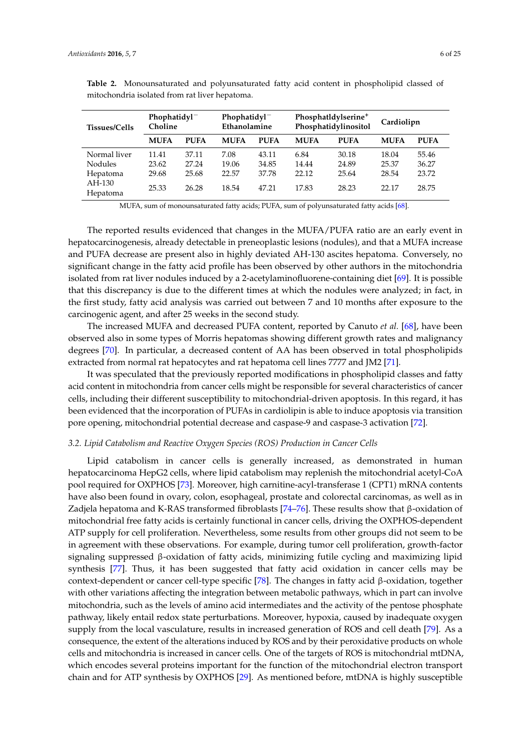**Table 2.** Monounsaturated and polyunsaturated fatty acid content in phospholipid classed of mitochondria isolated from rat liver hepatoma.

| Tissues/Cells | Phophatidyl− Choline | | Phophatidyl− Ethanolamine | | Phosphatldylserine+ Phosphatidylinositol | | Cardiolipn | |
|---|---|---|---|---|---|---|---|---|
| | **MUFA** | **PUFA** | **MUFA** | **PUFA** | **MUFA** | **PUFA** | **MUFA** | **PUFA** |
| Normal liver | 11.41 | 37.11 | 7.08 | 43.11 | 6.84 | 30.18 | 18.04 | 55.46 |
| Nodules | 23.62 | 27.24 | 19.06 | 34.85 | 14.44 | 24.89 | 25.37 | 36.27 |
| Hepatoma | 29.68 | 25.68 | 22.57 | 37.78 | 22.12 | 25.64 | 28.54 | 23.72 |
| AH-130 Hepatoma | 25.33 | 26.28 | 18.54 | 47.21 | 17.83 | 28.23 | 22.17 | 28.75 |

MUFA, sum of monounsaturated fatty acids; PUFA, sum of polyunsaturated fatty acids [68].

The reported results evidenced that changes in the MUFA/PUFA ratio are an early event in hepatocarcinogenesis, already detectable in preneoplastic lesions (nodules), and that a MUFA increase and PUFA decrease are present also in highly deviated AH-130 ascites hepatoma. Conversely, no significant change in the fatty acid profile has been observed by other authors in the mitochondria isolated from rat liver nodules induced by a 2-acetylaminofluorene-containing diet [69]. It is possible that this discrepancy is due to the different times at which the nodules were analyzed; in fact, in the first study, fatty acid analysis was carried out between 7 and 10 months after exposure to the carcinogenic agent, and after 25 weeks in the second study.

The increased MUFA and decreased PUFA content, reported by Canuto *et al.* [68], have been observed also in some types of Morris hepatomas showing different growth rates and malignancy degrees [70]. In particular, a decreased content of AA has been observed in total phospholipids extracted from normal rat hepatocytes and rat hepatoma cell lines 7777 and JM2 [71].

It was speculated that the previously reported modifications in phospholipid classes and fatty acid content in mitochondria from cancer cells might be responsible for several characteristics of cancer cells, including their different susceptibility to mitochondrial-driven apoptosis. In this regard, it has been evidenced that the incorporation of PUFAs in cardiolipin is able to induce apoptosis via transition pore opening, mitochondrial potential decrease and caspase-9 and caspase-3 activation [72].

### *3.2. Lipid Catabolism and Reactive Oxygen Species (ROS) Production in Cancer Cells*

Lipid catabolism in cancer cells is generally increased, as demonstrated in human hepatocarcinoma HepG2 cells, where lipid catabolism may replenish the mitochondrial acetyl-CoA pool required for OXPHOS [73]. Moreover, high carnitine-acyl-transferase 1 (CPT1) mRNA contents have also been found in ovary, colon, esophageal, prostate and colorectal carcinomas, as well as in Zadjela hepatoma and K-RAS transformed fibroblasts [74–76]. These results show that β-oxidation of mitochondrial free fatty acids is certainly functional in cancer cells, driving the OXPHOS-dependent ATP supply for cell proliferation. Nevertheless, some results from other groups did not seem to be in agreement with these observations. For example, during tumor cell proliferation, growth-factor signaling suppressed β-oxidation of fatty acids, minimizing futile cycling and maximizing lipid synthesis [77]. Thus, it has been suggested that fatty acid oxidation in cancer cells may be context-dependent or cancer cell-type specific [78]. The changes in fatty acid β-oxidation, together with other variations affecting the integration between metabolic pathways, which in part can involve mitochondria, such as the levels of amino acid intermediates and the activity of the pentose phosphate pathway, likely entail redox state perturbations. Moreover, hypoxia, caused by inadequate oxygen supply from the local vasculature, results in increased generation of ROS and cell death [79]. As a consequence, the extent of the alterations induced by ROS and by their peroxidative products on whole cells and mitochondria is increased in cancer cells. One of the targets of ROS is mitochondrial mtDNA, which encodes several proteins important for the function of the mitochondrial electron transport chain and for ATP synthesis by OXPHOS [29]. As mentioned before, mtDNA is highly susceptible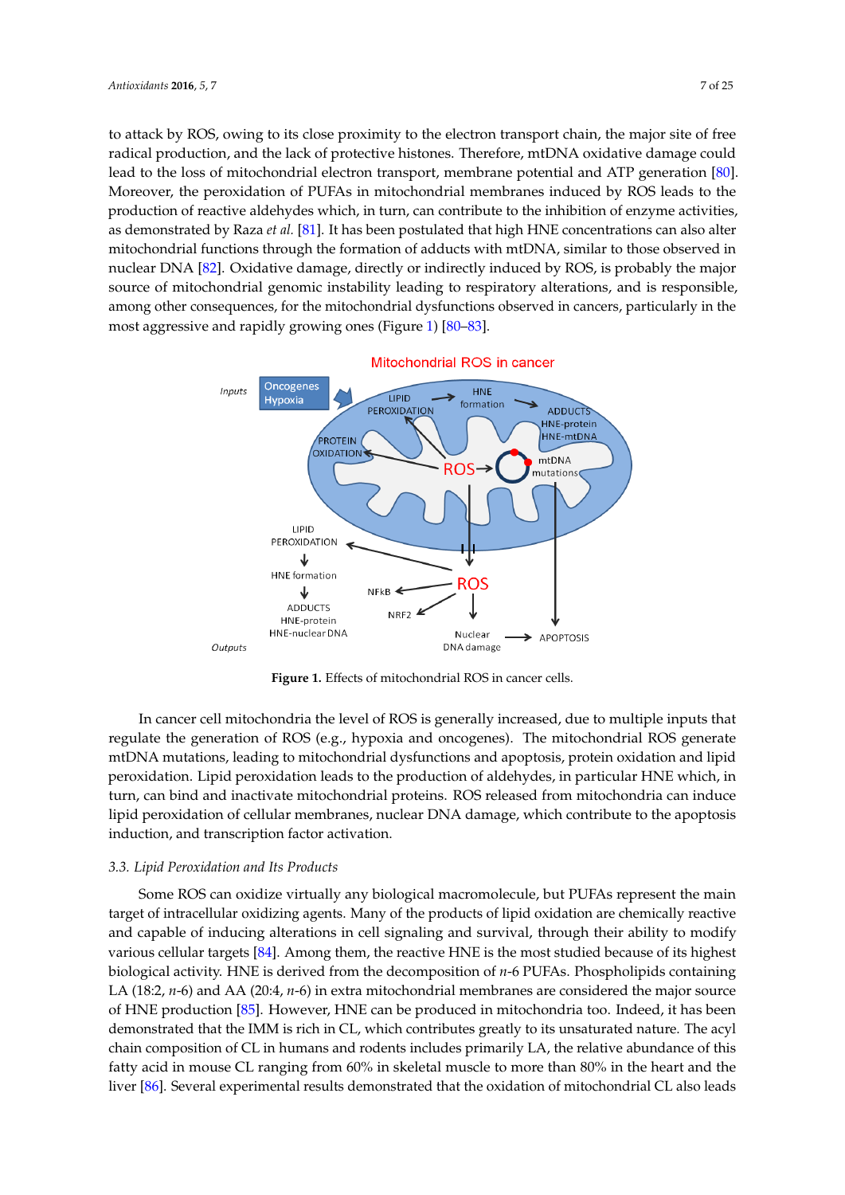to attack by ROS, owing to its close proximity to the electron transport chain, the major site of free radical production, and the lack of protective histones. Therefore, mtDNA oxidative damage could lead to the loss of mitochondrial electron transport, membrane potential and ATP generation [80]. Moreover, the peroxidation of PUFAs in mitochondrial membranes induced by ROS leads to the production of reactive aldehydes which, in turn, can contribute to the inhibition of enzyme activities, as demonstrated by Raza *et al.* [81]. It has been postulated that high HNE concentrations can also alter mitochondrial functions through the formation of adducts with mtDNA, similar to those observed in nuclear DNA [82]. Oxidative damage, directly or indirectly induced by ROS, is probably the major source of mitochondrial genomic instability leading to respiratory alterations, and is responsible, among other consequences, for the mitochondrial dysfunctions observed in cancers, particularly in the most aggressive and rapidly growing ones (Figure 1) [80–83].

**Figure 1.** Effects of mitochondrial ROS in cancer cells.

In cancer cell mitochondria the level of ROS is generally increased, due to multiple inputs that regulate the generation of ROS (e.g., hypoxia and oncogenes). The mitochondrial ROS generate mtDNA mutations, leading to mitochondrial dysfunctions and apoptosis, protein oxidation and lipid peroxidation. Lipid peroxidation leads to the production of aldehydes, in particular HNE which, in turn, can bind and inactivate mitochondrial proteins. ROS released from mitochondria can induce lipid peroxidation of cellular membranes, nuclear DNA damage, which contribute to the apoptosis induction, and transcription factor activation.

### *3.3. Lipid Peroxidation and Its Products*

Some ROS can oxidize virtually any biological macromolecule, but PUFAs represent the main target of intracellular oxidizing agents. Many of the products of lipid oxidation are chemically reactive and capable of inducing alterations in cell signaling and survival, through their ability to modify various cellular targets [84]. Among them, the reactive HNE is the most studied because of its highest biological activity. HNE is derived from the decomposition of *n*-6 PUFAs. Phospholipids containing LA (18:2, *n*-6) and AA (20:4, *n*-6) in extra mitochondrial membranes are considered the major source of HNE production [85]. However, HNE can be produced in mitochondria too. Indeed, it has been demonstrated that the IMM is rich in CL, which contributes greatly to its unsaturated nature. The acyl chain composition of CL in humans and rodents includes primarily LA, the relative abundance of this fatty acid in mouse CL ranging from 60% in skeletal muscle to more than 80% in the heart and the liver [86]. Several experimental results demonstrated that the oxidation of mitochondrial CL also leads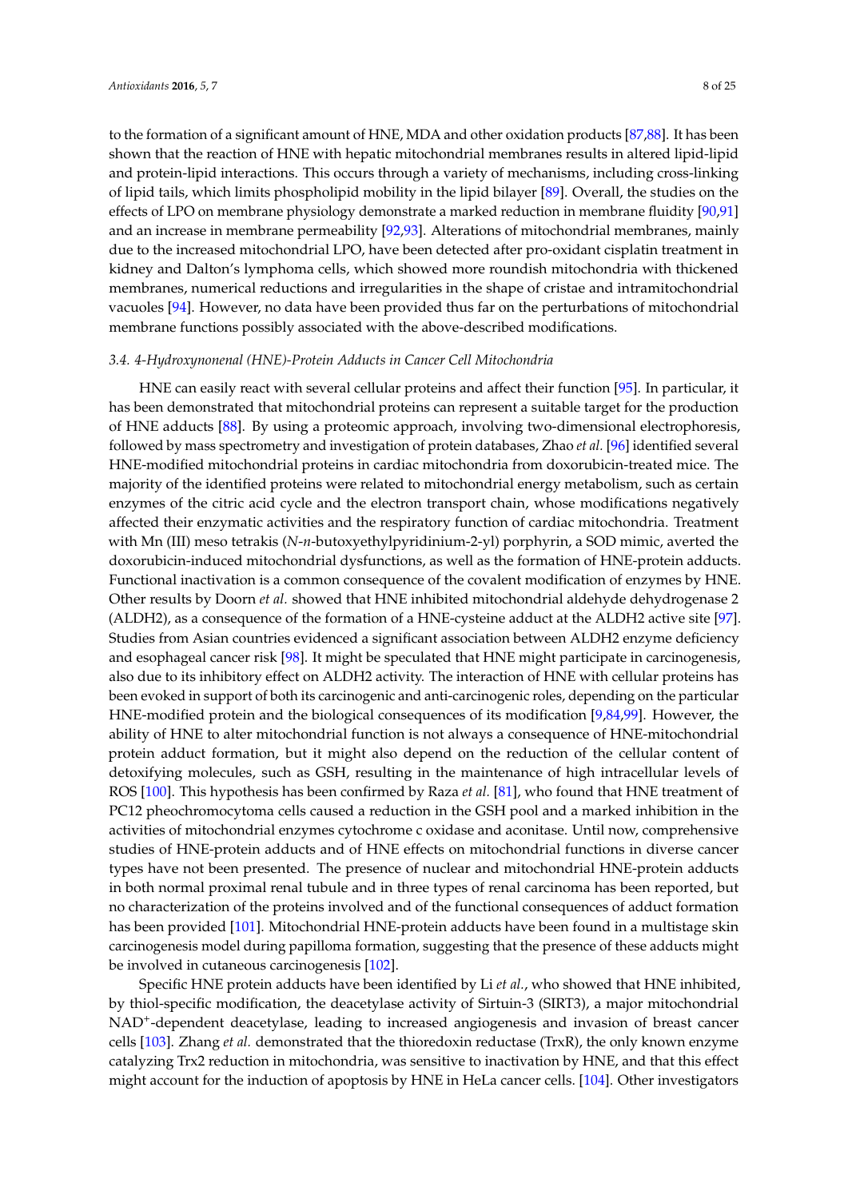to the formation of a significant amount of HNE, MDA and other oxidation products [87,88]. It has been shown that the reaction of HNE with hepatic mitochondrial membranes results in altered lipid-lipid and protein-lipid interactions. This occurs through a variety of mechanisms, including cross-linking of lipid tails, which limits phospholipid mobility in the lipid bilayer [89]. Overall, the studies on the effects of LPO on membrane physiology demonstrate a marked reduction in membrane fluidity [90,91] and an increase in membrane permeability [92,93]. Alterations of mitochondrial membranes, mainly due to the increased mitochondrial LPO, have been detected after pro-oxidant cisplatin treatment in kidney and Dalton's lymphoma cells, which showed more roundish mitochondria with thickened membranes, numerical reductions and irregularities in the shape of cristae and intramitochondrial vacuoles [94]. However, no data have been provided thus far on the perturbations of mitochondrial membrane functions possibly associated with the above-described modifications.

### *3.4. 4-Hydroxynonenal (HNE)-Protein Adducts in Cancer Cell Mitochondria*

HNE can easily react with several cellular proteins and affect their function [95]. In particular, it has been demonstrated that mitochondrial proteins can represent a suitable target for the production of HNE adducts [88]. By using a proteomic approach, involving two-dimensional electrophoresis, followed by mass spectrometry and investigation of protein databases, Zhao *et al.* [96] identified several HNE-modified mitochondrial proteins in cardiac mitochondria from doxorubicin-treated mice. The majority of the identified proteins were related to mitochondrial energy metabolism, such as certain enzymes of the citric acid cycle and the electron transport chain, whose modifications negatively affected their enzymatic activities and the respiratory function of cardiac mitochondria. Treatment with Mn (III) meso tetrakis (*N*-*n*-butoxyethylpyridinium-2-yl) porphyrin, a SOD mimic, averted the doxorubicin-induced mitochondrial dysfunctions, as well as the formation of HNE-protein adducts. Functional inactivation is a common consequence of the covalent modification of enzymes by HNE. Other results by Doorn *et al.* showed that HNE inhibited mitochondrial aldehyde dehydrogenase 2 (ALDH2), as a consequence of the formation of a HNE-cysteine adduct at the ALDH2 active site [97]. Studies from Asian countries evidenced a significant association between ALDH2 enzyme deficiency and esophageal cancer risk [98]. It might be speculated that HNE might participate in carcinogenesis, also due to its inhibitory effect on ALDH2 activity. The interaction of HNE with cellular proteins has been evoked in support of both its carcinogenic and anti-carcinogenic roles, depending on the particular HNE-modified protein and the biological consequences of its modification [9,84,99]. However, the ability of HNE to alter mitochondrial function is not always a consequence of HNE-mitochondrial protein adduct formation, but it might also depend on the reduction of the cellular content of detoxifying molecules, such as GSH, resulting in the maintenance of high intracellular levels of ROS [100]. This hypothesis has been confirmed by Raza *et al.* [81], who found that HNE treatment of PC12 pheochromocytoma cells caused a reduction in the GSH pool and a marked inhibition in the activities of mitochondrial enzymes cytochrome c oxidase and aconitase. Until now, comprehensive studies of HNE-protein adducts and of HNE effects on mitochondrial functions in diverse cancer types have not been presented. The presence of nuclear and mitochondrial HNE-protein adducts in both normal proximal renal tubule and in three types of renal carcinoma has been reported, but no characterization of the proteins involved and of the functional consequences of adduct formation has been provided [101]. Mitochondrial HNE-protein adducts have been found in a multistage skin carcinogenesis model during papilloma formation, suggesting that the presence of these adducts might be involved in cutaneous carcinogenesis [102].

Specific HNE protein adducts have been identified by Li *et al.*, who showed that HNE inhibited, by thiol-specific modification, the deacetylase activity of Sirtuin-3 (SIRT3), a major mitochondrial $NAD^+$-dependent deacetylase, leading to increased angiogenesis and invasion of breast cancer cells [103]. Zhang *et al.* demonstrated that the thioredoxin reductase (TrxR), the only known enzyme catalyzing Trx2 reduction in mitochondria, was sensitive to inactivation by HNE, and that this effect might account for the induction of apoptosis by HNE in HeLa cancer cells. [104]. Other investigators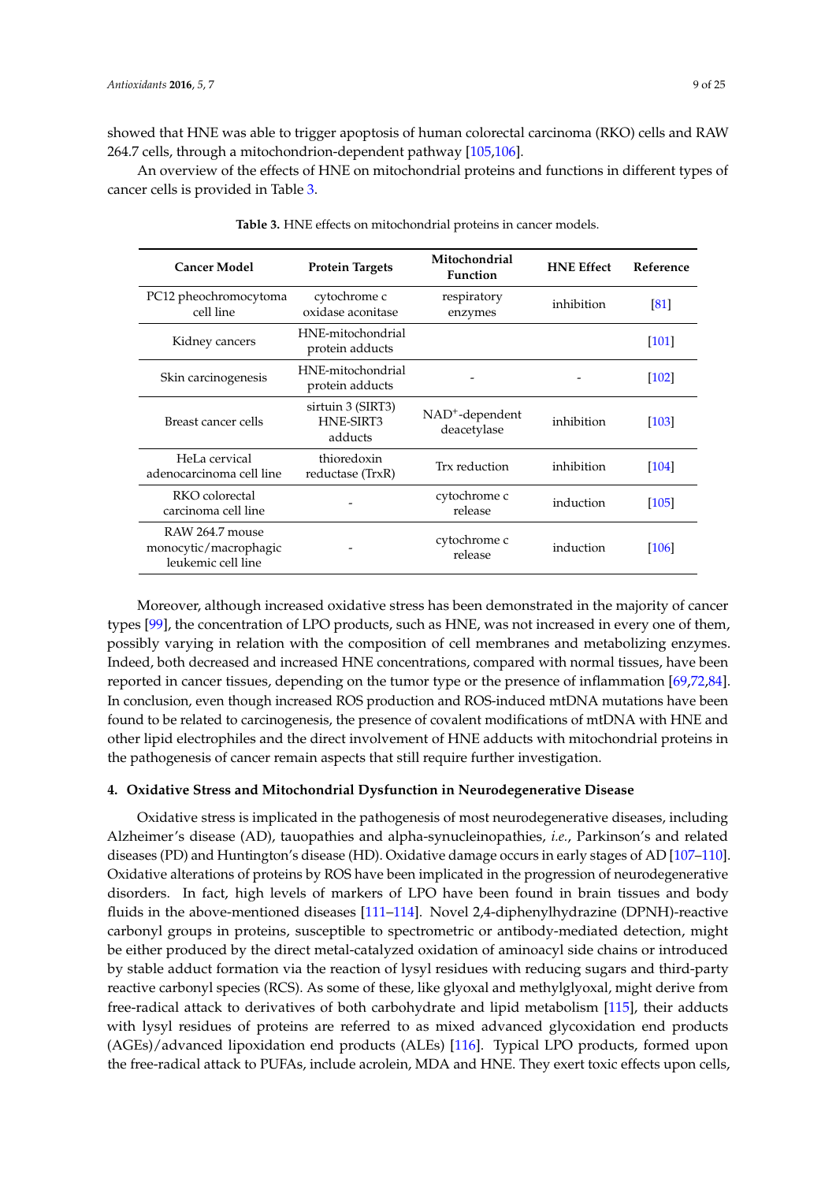showed that HNE was able to trigger apoptosis of human colorectal carcinoma (RKO) cells and RAW 264.7 cells, through a mitochondrion-dependent pathway [105,106].

An overview of the effects of HNE on mitochondrial proteins and functions in different types of cancer cells is provided in Table 3.

**Table 3.** HNE effects on mitochondrial proteins in cancer models.

| Cancer Model | Protein Targets | Mitochondrial Function | HNE Effect | Reference |
| --- | --- | --- | --- | --- |
| PC12 pheochromocytoma cell line | cytochrome c oxidase aconitase | respiratory enzymes | inhibition | [81] |
| Kidney cancers | HNE-mitochondrial protein adducts | | | [101] |
| Skin carcinogenesis | HNE-mitochondrial protein adducts | - | - | [102] |
| Breast cancer cells | sirtuin 3 (SIRT3) HNE-SIRT3 adducts | $NAD^{+}$-dependent deacetylase | inhibition | [103] |
| HeLa cervical adenocarcinoma cell line | thioredoxin reductase (TrxR) | Trx reduction | inhibition | [104] |
| RKO colorectal carcinoma cell line | - | cytochrome c release | induction | [105] |
| RAW 264.7 mouse monocytic/macrophagic leukemic cell line | - | cytochrome c release | induction | [106] |

Moreover, although increased oxidative stress has been demonstrated in the majority of cancer types [99], the concentration of LPO products, such as HNE, was not increased in every one of them, possibly varying in relation with the composition of cell membranes and metabolizing enzymes. Indeed, both decreased and increased HNE concentrations, compared with normal tissues, have been reported in cancer tissues, depending on the tumor type or the presence of inflammation [69,72,84]. In conclusion, even though increased ROS production and ROS-induced mtDNA mutations have been found to be related to carcinogenesis, the presence of covalent modifications of mtDNA with HNE and other lipid electrophiles and the direct involvement of HNE adducts with mitochondrial proteins in the pathogenesis of cancer remain aspects that still require further investigation.

## 4. Oxidative Stress and Mitochondrial Dysfunction in Neurodegenerative Disease

Oxidative stress is implicated in the pathogenesis of most neurodegenerative diseases, including Alzheimer's disease (AD), tauopathies and alpha-synucleinopathies, *i.e.*, Parkinson's and related diseases (PD) and Huntington's disease (HD). Oxidative damage occurs in early stages of AD [107–110]. Oxidative alterations of proteins by ROS have been implicated in the progression of neurodegenerative disorders. In fact, high levels of markers of LPO have been found in brain tissues and body fluids in the above-mentioned diseases [111–114]. Novel 2,4-diphenylhydrazine (DPNH)-reactive carbonyl groups in proteins, susceptible to spectrometric or antibody-mediated detection, might be either produced by the direct metal-catalyzed oxidation of aminoacyl side chains or introduced by stable adduct formation via the reaction of lysyl residues with reducing sugars and third-party reactive carbonyl species (RCS). As some of these, like glyoxal and methylglyoxal, might derive from free-radical attack to derivatives of both carbohydrate and lipid metabolism [115], their adducts with lysyl residues of proteins are referred to as mixed advanced glycoxidation end products (AGEs)/advanced lipoxidation end products (ALEs) [116]. Typical LPO products, formed upon the free-radical attack to PUFAs, include acrolein, MDA and HNE. They exert toxic effects upon cells,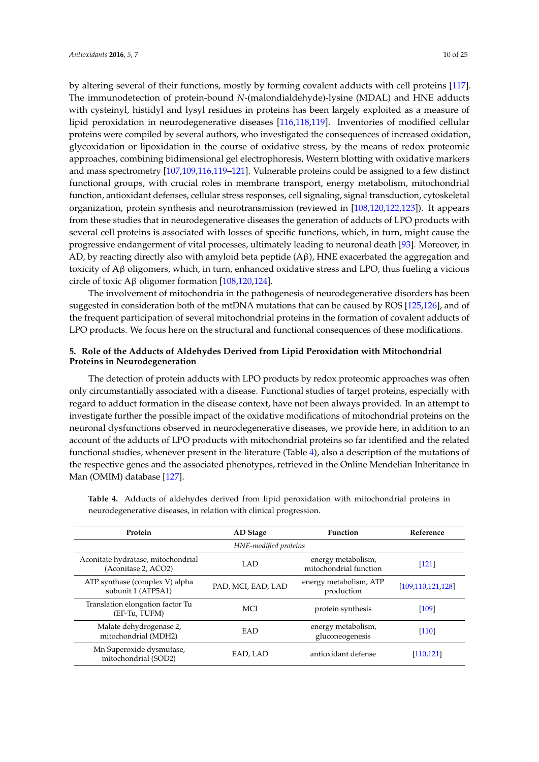by altering several of their functions, mostly by forming covalent adducts with cell proteins [117]. The immunodetection of protein-bound *N*-(malondialdehyde)-lysine (MDAL) and HNE adducts with cysteinyl, histidyl and lysyl residues in proteins has been largely exploited as a measure of lipid peroxidation in neurodegenerative diseases [116,118,119]. Inventories of modified cellular proteins were compiled by several authors, who investigated the consequences of increased oxidation, glycoxidation or lipoxidation in the course of oxidative stress, by the means of redox proteomic approaches, combining bidimensional gel electrophoresis, Western blotting with oxidative markers and mass spectrometry [107,109,116,119–121]. Vulnerable proteins could be assigned to a few distinct functional groups, with crucial roles in membrane transport, energy metabolism, mitochondrial function, antioxidant defenses, cellular stress responses, cell signaling, signal transduction, cytoskeletal organization, protein synthesis and neurotransmission (reviewed in [108,120,122,123]). It appears from these studies that in neurodegenerative diseases the generation of adducts of LPO products with several cell proteins is associated with losses of specific functions, which, in turn, might cause the progressive endangerment of vital processes, ultimately leading to neuronal death [93]. Moreover, in AD, by reacting directly also with amyloid beta peptide (Aβ), HNE exacerbated the aggregation and toxicity of Aβ oligomers, which, in turn, enhanced oxidative stress and LPO, thus fueling a vicious circle of toxic Aβ oligomer formation [108,120,124].

The involvement of mitochondria in the pathogenesis of neurodegenerative disorders has been suggested in consideration both of the mtDNA mutations that can be caused by ROS [125,126], and of the frequent participation of several mitochondrial proteins in the formation of covalent adducts of LPO products. We focus here on the structural and functional consequences of these modifications.

## 5. Role of the Adducts of Aldehydes Derived from Lipid Peroxidation with Mitochondrial Proteins in Neurodegeneration

The detection of protein adducts with LPO products by redox proteomic approaches was often only circumstantially associated with a disease. Functional studies of target proteins, especially with regard to adduct formation in the disease context, have not been always provided. In an attempt to investigate further the possible impact of the oxidative modifications of mitochondrial proteins on the neuronal dysfunctions observed in neurodegenerative diseases, we provide here, in addition to an account of the adducts of LPO products with mitochondrial proteins so far identified and the related functional studies, whenever present in the literature (Table 4), also a description of the mutations of the respective genes and the associated phenotypes, retrieved in the Online Mendelian Inheritance in Man (OMIM) database [127].

**Table 4.** Adducts of aldehydes derived from lipid peroxidation with mitochondrial proteins in neurodegenerative diseases, in relation with clinical progression.

| Protein | AD Stage | Function | Reference |
|---|---|---|---|
| | *HNE-modified proteins* | | |
| Aconitate hydratase, mitochondrial (Aconitase 2, ACO2) | LAD | energy metabolism, mitochondrial function | [121] |
| ATP synthase (complex V) alpha subunit 1 (ATP5A1) | PAD, MCI, EAD, LAD | energy metabolism, ATP production | [109,110,121,128] |
| Translation elongation factor Tu (EF-Tu, TUFM) | MCI | protein synthesis | [109] |
| Malate dehydrogenase 2, mitochondrial (MDH2) | EAD | energy metabolism, gluconeogenesis | [110] |
| Mn Superoxide dysmutase, mitochondrial (SOD2) | EAD, LAD | antioxidant defense | [110,121] |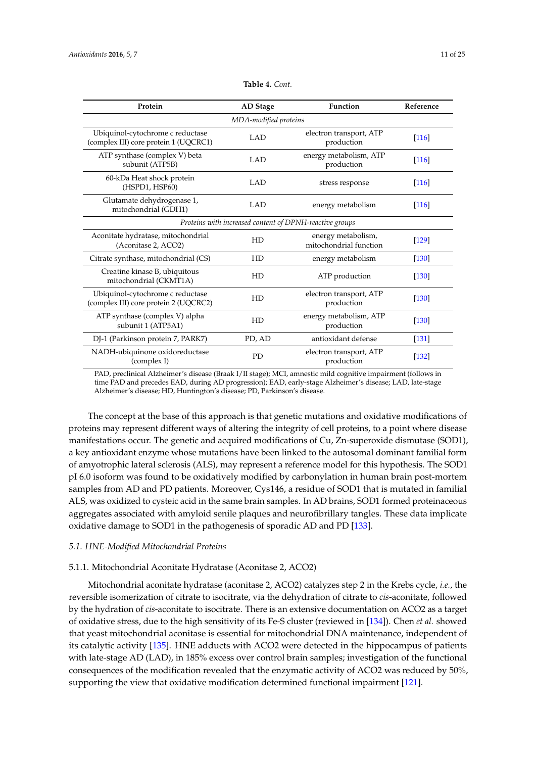**Table 4.** *Cont.*

| Protein | AD Stage | Function | Reference |
|---|---|---|---|
| *MDA-modified proteins* | | | |
| Ubiquinol-cytochrome c reductase (complex III) core protein 1 (UQCRC1) | LAD | electron transport, ATP production | [116] |
| ATP synthase (complex V) beta subunit (ATP5B) | LAD | energy metabolism, ATP production | [116] |
| 60-kDa Heat shock protein (HSPD1, HSP60) | LAD | stress response | [116] |
| Glutamate dehydrogenase 1, mitochondrial (GDH1) | LAD | energy metabolism | [116] |
| *Proteins with increased content of DPNH-reactive groups* | | | |
| Aconitate hydratase, mitochondrial (Aconitase 2, ACO2) | HD | energy metabolism, mitochondrial function | [129] |
| Citrate synthase, mitochondrial (CS) | HD | energy metabolism | [130] |
| Creatine kinase B, ubiquitous mitochondrial (CKMT1A) | HD | ATP production | [130] |
| Ubiquinol-cytochrome c reductase (complex III) core protein 2 (UQCRC2) | HD | electron transport, ATP production | [130] |
| ATP synthase (complex V) alpha subunit 1 (ATP5A1) | HD | energy metabolism, ATP production | [130] |
| DJ-1 (Parkinson protein 7, PARK7) | PD, AD | antioxidant defense | [131] |
| NADH-ubiquinone oxidoreductase (complex I) | PD | electron transport, ATP production | [132] |

PAD, preclinical Alzheimer's disease (Braak I/II stage); MCI, amnestic mild cognitive impairment (follows in time PAD and precedes EAD, during AD progression); EAD, early-stage Alzheimer's disease; LAD, late-stage Alzheimer's disease; HD, Huntington's disease; PD, Parkinson's disease.

The concept at the base of this approach is that genetic mutations and oxidative modifications of proteins may represent different ways of altering the integrity of cell proteins, to a point where disease manifestations occur. The genetic and acquired modifications of Cu, Zn-superoxide dismutase (SOD1), a key antioxidant enzyme whose mutations have been linked to the autosomal dominant familial form of amyotrophic lateral sclerosis (ALS), may represent a reference model for this hypothesis. The SOD1 pI 6.0 isoform was found to be oxidatively modified by carbonylation in human brain post-mortem samples from AD and PD patients. Moreover, Cys146, a residue of SOD1 that is mutated in familial ALS, was oxidized to cysteic acid in the same brain samples. In AD brains, SOD1 formed proteinaceous aggregates associated with amyloid senile plaques and neurofibrillary tangles. These data implicate oxidative damage to SOD1 in the pathogenesis of sporadic AD and PD [133].

### 5.1. HNE-Modified Mitochondrial Proteins

#### 5.1.1. Mitochondrial Aconitate Hydratase (Aconitase 2, ACO2)

Mitochondrial aconitate hydratase (aconitase 2, ACO2) catalyzes step 2 in the Krebs cycle, *i.e.*, the reversible isomerization of citrate to isocitrate, via the dehydration of citrate to *cis*-aconitate, followed by the hydration of *cis*-aconitate to isocitrate. There is an extensive documentation on ACO2 as a target of oxidative stress, due to the high sensitivity of its Fe-S cluster (reviewed in [134]). Chen *et al.* showed that yeast mitochondrial aconitase is essential for mitochondrial DNA maintenance, independent of its catalytic activity [135]. HNE adducts with ACO2 were detected in the hippocampus of patients with late-stage AD (LAD), in 185% excess over control brain samples; investigation of the functional consequences of the modification revealed that the enzymatic activity of ACO2 was reduced by 50%, supporting the view that oxidative modification determined functional impairment [121].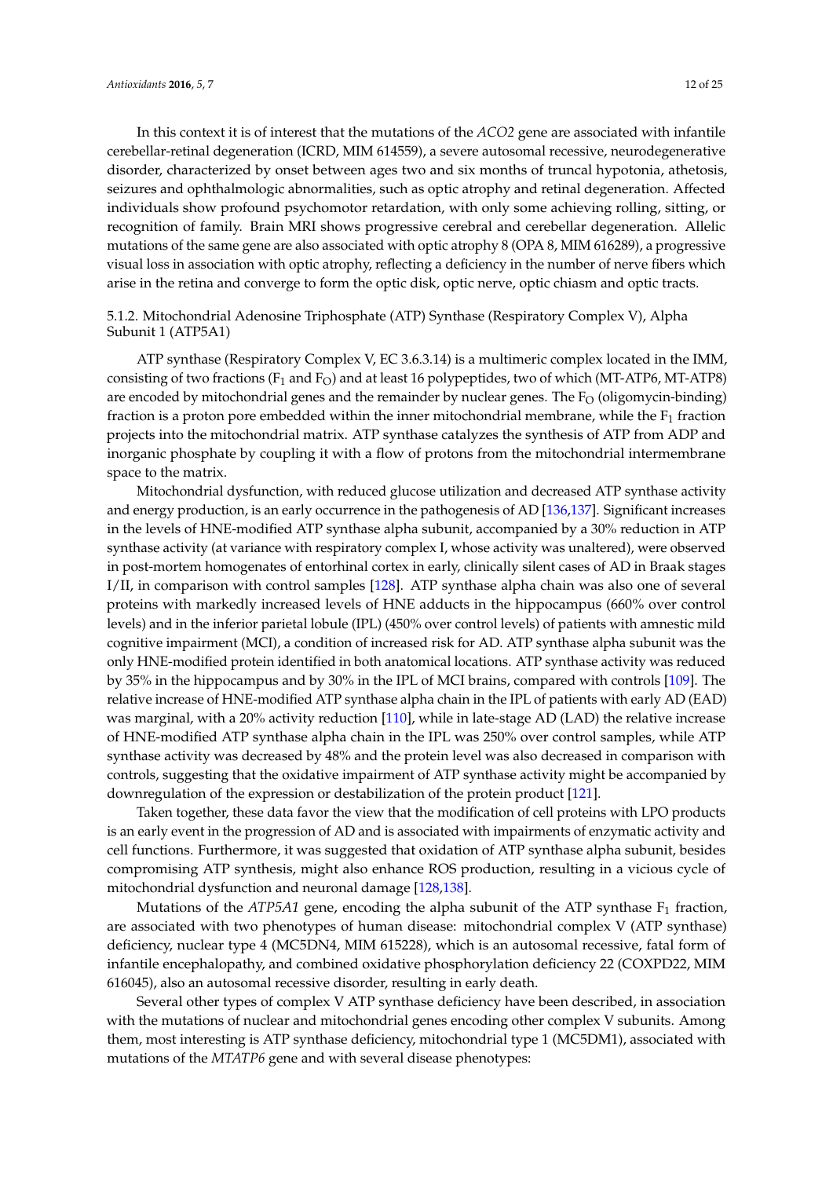In this context it is of interest that the mutations of the *ACO2* gene are associated with infantile cerebellar-retinal degeneration (ICRD, MIM 614559), a severe autosomal recessive, neurodegenerative disorder, characterized by onset between ages two and six months of truncal hypotonia, athetosis, seizures and ophthalmologic abnormalities, such as optic atrophy and retinal degeneration. Affected individuals show profound psychomotor retardation, with only some achieving rolling, sitting, or recognition of family. Brain MRI shows progressive cerebral and cerebellar degeneration. Allelic mutations of the same gene are also associated with optic atrophy 8 (OPA 8, MIM 616289), a progressive visual loss in association with optic atrophy, reflecting a deficiency in the number of nerve fibers which arise in the retina and converge to form the optic disk, optic nerve, optic chiasm and optic tracts.

#### 5.1.2. Mitochondrial Adenosine Triphosphate (ATP) Synthase (Respiratory Complex V), Alpha Subunit 1 (ATP5A1)

ATP synthase (Respiratory Complex V, EC 3.6.3.14) is a multimeric complex located in the IMM, consisting of two fractions ($F_1$ and $F_O$) and at least 16 polypeptides, two of which (MT-ATP6, MT-ATP8) are encoded by mitochondrial genes and the remainder by nuclear genes. The $F_O$ (oligomycin-binding) fraction is a proton pore embedded within the inner mitochondrial membrane, while the $F_1$ fraction projects into the mitochondrial matrix. ATP synthase catalyzes the synthesis of ATP from ADP and inorganic phosphate by coupling it with a flow of protons from the mitochondrial intermembrane space to the matrix.

Mitochondrial dysfunction, with reduced glucose utilization and decreased ATP synthase activity and energy production, is an early occurrence in the pathogenesis of AD [136,137]. Significant increases in the levels of HNE-modified ATP synthase alpha subunit, accompanied by a 30% reduction in ATP synthase activity (at variance with respiratory complex I, whose activity was unaltered), were observed in post-mortem homogenates of entorhinal cortex in early, clinically silent cases of AD in Braak stages I/II, in comparison with control samples [128]. ATP synthase alpha chain was also one of several proteins with markedly increased levels of HNE adducts in the hippocampus (660% over control levels) and in the inferior parietal lobule (IPL) (450% over control levels) of patients with amnestic mild cognitive impairment (MCI), a condition of increased risk for AD. ATP synthase alpha subunit was the only HNE-modified protein identified in both anatomical locations. ATP synthase activity was reduced by 35% in the hippocampus and by 30% in the IPL of MCI brains, compared with controls [109]. The relative increase of HNE-modified ATP synthase alpha chain in the IPL of patients with early AD (EAD) was marginal, with a 20% activity reduction [110], while in late-stage AD (LAD) the relative increase of HNE-modified ATP synthase alpha chain in the IPL was 250% over control samples, while ATP synthase activity was decreased by 48% and the protein level was also decreased in comparison with controls, suggesting that the oxidative impairment of ATP synthase activity might be accompanied by downregulation of the expression or destabilization of the protein product [121].

Taken together, these data favor the view that the modification of cell proteins with LPO products is an early event in the progression of AD and is associated with impairments of enzymatic activity and cell functions. Furthermore, it was suggested that oxidation of ATP synthase alpha subunit, besides compromising ATP synthesis, might also enhance ROS production, resulting in a vicious cycle of mitochondrial dysfunction and neuronal damage [128,138].

Mutations of the *ATP5A1* gene, encoding the alpha subunit of the ATP synthase $F_1$ fraction, are associated with two phenotypes of human disease: mitochondrial complex V (ATP synthase) deficiency, nuclear type 4 (MC5DN4, MIM 615228), which is an autosomal recessive, fatal form of infantile encephalopathy, and combined oxidative phosphorylation deficiency 22 (COXPD22, MIM 616045), also an autosomal recessive disorder, resulting in early death.

Several other types of complex V ATP synthase deficiency have been described, in association with the mutations of nuclear and mitochondrial genes encoding other complex V subunits. Among them, most interesting is ATP synthase deficiency, mitochondrial type 1 (MC5DM1), associated with mutations of the *MTATP6* gene and with several disease phenotypes: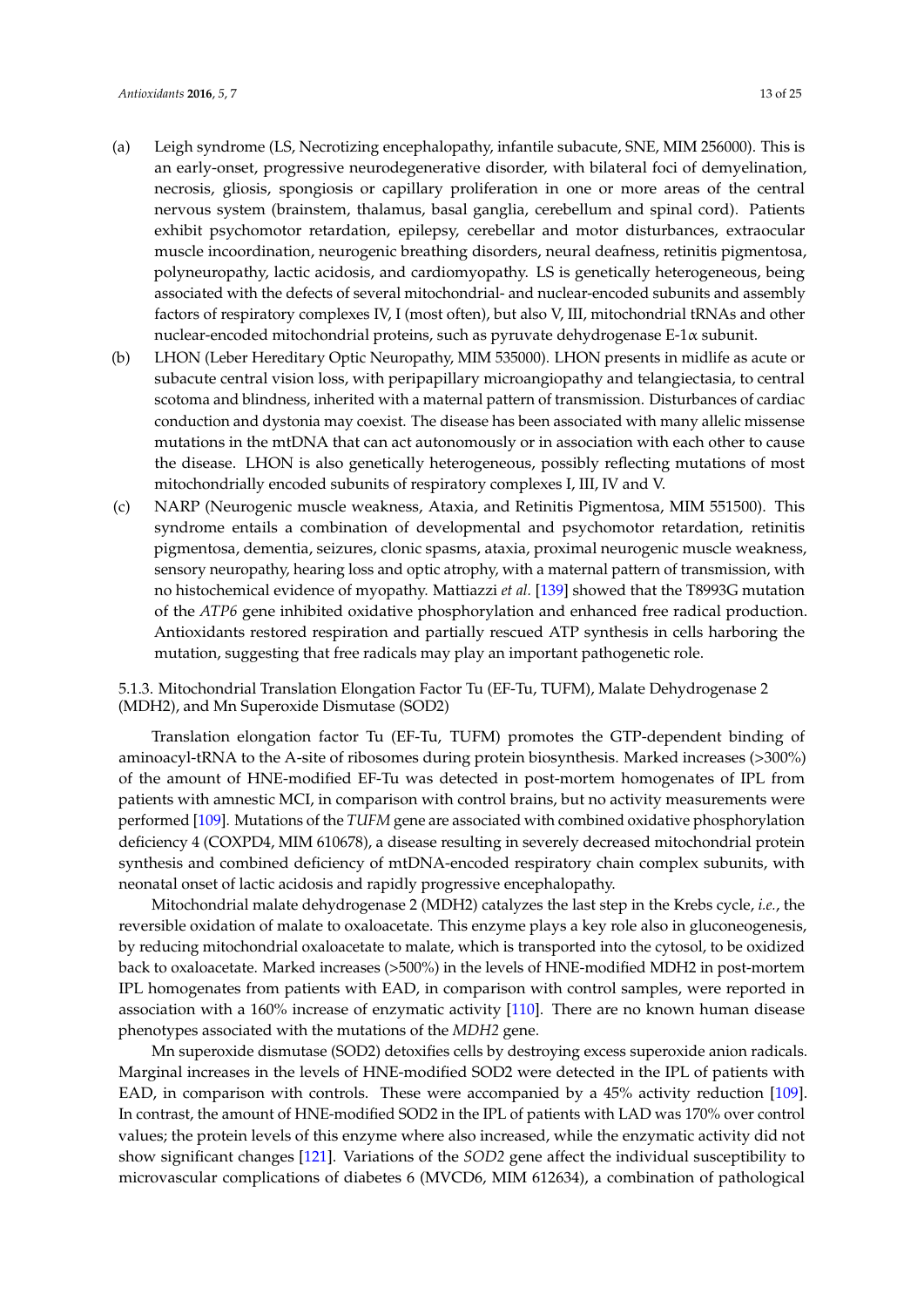(a) Leigh syndrome (LS, Necrotizing encephalopathy, infantile subacute, SNE, MIM 256000). This is an early-onset, progressive neurodegenerative disorder, with bilateral foci of demyelination, necrosis, gliosis, spongiosis or capillary proliferation in one or more areas of the central nervous system (brainstem, thalamus, basal ganglia, cerebellum and spinal cord). Patients exhibit psychomotor retardation, epilepsy, cerebellar and motor disturbances, extraocular muscle incoordination, neurogenic breathing disorders, neural deafness, retinitis pigmentosa, polyneuropathy, lactic acidosis, and cardiomyopathy. LS is genetically heterogeneous, being associated with the defects of several mitochondrial- and nuclear-encoded subunits and assembly factors of respiratory complexes IV, I (most often), but also V, III, mitochondrial tRNAs and other nuclear-encoded mitochondrial proteins, such as pyruvate dehydrogenase E-1$\alpha$ subunit.

(b) LHON (Leber Hereditary Optic Neuropathy, MIM 535000). LHON presents in midlife as acute or subacute central vision loss, with peripapillary microangiopathy and telangiectasia, to central scotoma and blindness, inherited with a maternal pattern of transmission. Disturbances of cardiac conduction and dystonia may coexist. The disease has been associated with many allelic missense mutations in the mtDNA that can act autonomously or in association with each other to cause the disease. LHON is also genetically heterogeneous, possibly reflecting mutations of most mitochondrially encoded subunits of respiratory complexes I, III, IV and V.

(c) NARP (Neurogenic muscle weakness, Ataxia, and Retinitis Pigmentosa, MIM 551500). This syndrome entails a combination of developmental and psychomotor retardation, retinitis pigmentosa, dementia, seizures, clonic spasms, ataxia, proximal neurogenic muscle weakness, sensory neuropathy, hearing loss and optic atrophy, with a maternal pattern of transmission, with no histochemical evidence of myopathy. Mattiazzi *et al.* [139] showed that the T8993G mutation of the *ATP6* gene inhibited oxidative phosphorylation and enhanced free radical production. Antioxidants restored respiration and partially rescued ATP synthesis in cells harboring the mutation, suggesting that free radicals may play an important pathogenetic role.

#### 5.1.3. Mitochondrial Translation Elongation Factor Tu (EF-Tu, TUFM), Malate Dehydrogenase 2 (MDH2), and Mn Superoxide Dismutase (SOD2)

Translation elongation factor Tu (EF-Tu, TUFM) promotes the GTP-dependent binding of aminoacyl-tRNA to the A-site of ribosomes during protein biosynthesis. Marked increases (>300%) of the amount of HNE-modified EF-Tu was detected in post-mortem homogenates of IPL from patients with amnestic MCI, in comparison with control brains, but no activity measurements were performed [109]. Mutations of the *TUFM* gene are associated with combined oxidative phosphorylation deficiency 4 (COXPD4, MIM 610678), a disease resulting in severely decreased mitochondrial protein synthesis and combined deficiency of mtDNA-encoded respiratory chain complex subunits, with neonatal onset of lactic acidosis and rapidly progressive encephalopathy.

Mitochondrial malate dehydrogenase 2 (MDH2) catalyzes the last step in the Krebs cycle, *i.e.*, the reversible oxidation of malate to oxaloacetate. This enzyme plays a key role also in gluconeogenesis, by reducing mitochondrial oxaloacetate to malate, which is transported into the cytosol, to be oxidized back to oxaloacetate. Marked increases (>500%) in the levels of HNE-modified MDH2 in post-mortem IPL homogenates from patients with EAD, in comparison with control samples, were reported in association with a 160% increase of enzymatic activity [110]. There are no known human disease phenotypes associated with the mutations of the *MDH2* gene.

Mn superoxide dismutase (SOD2) detoxifies cells by destroying excess superoxide anion radicals. Marginal increases in the levels of HNE-modified SOD2 were detected in the IPL of patients with EAD, in comparison with controls. These were accompanied by a 45% activity reduction [109]. In contrast, the amount of HNE-modified SOD2 in the IPL of patients with LAD was 170% over control values; the protein levels of this enzyme where also increased, while the enzymatic activity did not show significant changes [121]. Variations of the *SOD2* gene affect the individual susceptibility to microvascular complications of diabetes 6 (MVCD6, MIM 612634), a combination of pathological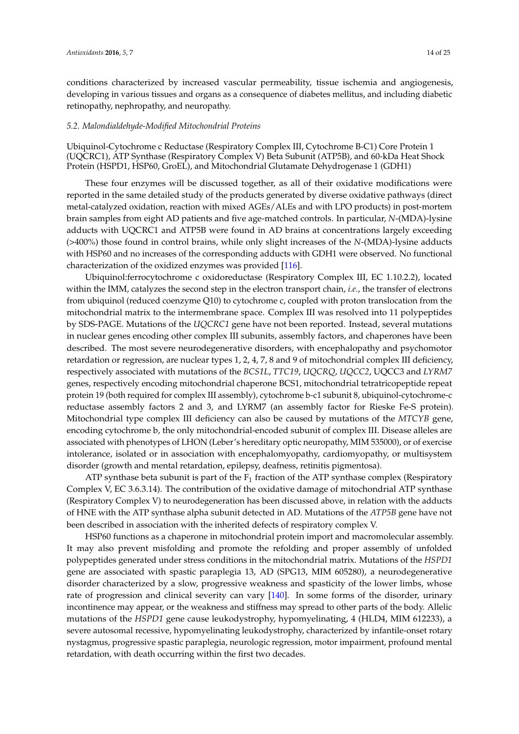conditions characterized by increased vascular permeability, tissue ischemia and angiogenesis, developing in various tissues and organs as a consequence of diabetes mellitus, and including diabetic retinopathy, nephropathy, and neuropathy.

### *5.2. Malondialdehyde-Modified Mitochondrial Proteins*

Ubiquinol-Cytochrome c Reductase (Respiratory Complex III, Cytochrome B-C1) Core Protein 1 (UQCRC1), ATP Synthase (Respiratory Complex V) Beta Subunit (ATP5B), and 60-kDa Heat Shock Protein (HSPD1, HSP60, GroEL), and Mitochondrial Glutamate Dehydrogenase 1 (GDH1)

These four enzymes will be discussed together, as all of their oxidative modifications were reported in the same detailed study of the products generated by diverse oxidative pathways (direct metal-catalyzed oxidation, reaction with mixed AGEs/ALEs and with LPO products) in post-mortem brain samples from eight AD patients and five age-matched controls. In particular, *N*-(MDA)-lysine adducts with UQCRC1 and ATP5B were found in AD brains at concentrations largely exceeding (>400%) those found in control brains, while only slight increases of the *N*-(MDA)-lysine adducts with HSP60 and no increases of the corresponding adducts with GDH1 were observed. No functional characterization of the oxidized enzymes was provided [116].

Ubiquinol:ferrocytochrome c oxidoreductase (Respiratory Complex III, EC 1.10.2.2), located within the IMM, catalyzes the second step in the electron transport chain, *i.e.*, the transfer of electrons from ubiquinol (reduced coenzyme Q10) to cytochrome c, coupled with proton translocation from the mitochondrial matrix to the intermembrane space. Complex III was resolved into 11 polypeptides by SDS-PAGE. Mutations of the *UQCRC1* gene have not been reported. Instead, several mutations in nuclear genes encoding other complex III subunits, assembly factors, and chaperones have been described. The most severe neurodegenerative disorders, with encephalopathy and psychomotor retardation or regression, are nuclear types 1, 2, 4, 7, 8 and 9 of mitochondrial complex III deficiency, respectively associated with mutations of the *BCS1L*, *TTC19*, *UQCRQ*, *UQCC2*, UQCC3 and *LYRM7* genes, respectively encoding mitochondrial chaperone BCS1, mitochondrial tetratricopeptide repeat protein 19 (both required for complex III assembly), cytochrome b-c1 subunit 8, ubiquinol-cytochrome-c reductase assembly factors 2 and 3, and LYRM7 (an assembly factor for Rieske Fe-S protein). Mitochondrial type complex III deficiency can also be caused by mutations of the *MTCYB* gene, encoding cytochrome b, the only mitochondrial-encoded subunit of complex III. Disease alleles are associated with phenotypes of LHON (Leber's hereditary optic neuropathy, MIM 535000), or of exercise intolerance, isolated or in association with encephalomyopathy, cardiomyopathy, or multisystem disorder (growth and mental retardation, epilepsy, deafness, retinitis pigmentosa).

ATP synthase beta subunit is part of the $F_1$ fraction of the ATP synthase complex (Respiratory Complex V, EC 3.6.3.14). The contribution of the oxidative damage of mitochondrial ATP synthase (Respiratory Complex V) to neurodegeneration has been discussed above, in relation with the adducts of HNE with the ATP synthase alpha subunit detected in AD. Mutations of the *ATP5B* gene have not been described in association with the inherited defects of respiratory complex V.

HSP60 functions as a chaperone in mitochondrial protein import and macromolecular assembly. It may also prevent misfolding and promote the refolding and proper assembly of unfolded polypeptides generated under stress conditions in the mitochondrial matrix. Mutations of the *HSPD1* gene are associated with spastic paraplegia 13, AD (SPG13, MIM 605280), a neurodegenerative disorder characterized by a slow, progressive weakness and spasticity of the lower limbs, whose rate of progression and clinical severity can vary [140]. In some forms of the disorder, urinary incontinence may appear, or the weakness and stiffness may spread to other parts of the body. Allelic mutations of the *HSPD1* gene cause leukodystrophy, hypomyelinating, 4 (HLD4, MIM 612233), a severe autosomal recessive, hypomyelinating leukodystrophy, characterized by infantile-onset rotary nystagmus, progressive spastic paraplegia, neurologic regression, motor impairment, profound mental retardation, with death occurring within the first two decades.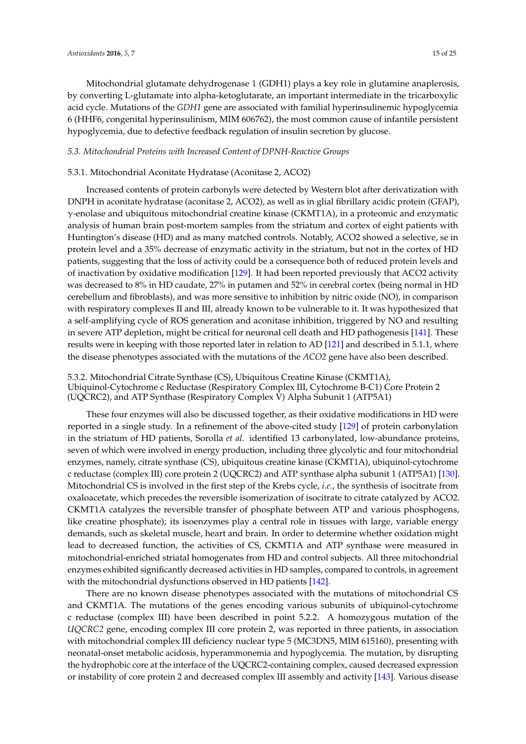Mitochondrial glutamate dehydrogenase 1 (GDH1) plays a key role in glutamine anaplerosis, by converting L-glutamate into alpha-ketoglutarate, an important intermediate in the tricarboxylic acid cycle. Mutations of the *GDH1* gene are associated with familial hyperinsulinemic hypoglycemia 6 (HHF6, congenital hyperinsulinism, MIM 606762), the most common cause of infantile persistent hypoglycemia, due to defective feedback regulation of insulin secretion by glucose.

### *5.3. Mitochondrial Proteins with Increased Content of DPNH-Reactive Groups*

#### 5.3.1. Mitochondrial Aconitate Hydratase (Aconitase 2, ACO2)

Increased contents of protein carbonyls were detected by Western blot after derivatization with DNPH in aconitate hydratase (aconitase 2, ACO2), as well as in glial fibrillary acidic protein (GFAP), γ-enolase and ubiquitous mitochondrial creatine kinase (CKMT1A), in a proteomic and enzymatic analysis of human brain post-mortem samples from the striatum and cortex of eight patients with Huntington's disease (HD) and as many matched controls. Notably, ACO2 showed a selective, se in protein level and a 35% decrease of enzymatic activity in the striatum, but not in the cortex of HD patients, suggesting that the loss of activity could be a consequence both of reduced protein levels and of inactivation by oxidative modification [129]. It had been reported previously that ACO2 activity was decreased to 8% in HD caudate, 27% in putamen and 52% in cerebral cortex (being normal in HD cerebellum and fibroblasts), and was more sensitive to inhibition by nitric oxide (NO), in comparison with respiratory complexes II and III, already known to be vulnerable to it. It was hypothesized that a self-amplifying cycle of ROS generation and aconitase inhibition, triggered by NO and resulting in severe ATP depletion, might be critical for neuronal cell death and HD pathogenesis [141]. These results were in keeping with those reported later in relation to AD [121] and described in 5.1.1, where the disease phenotypes associated with the mutations of the *ACO2* gene have also been described.

#### 5.3.2. Mitochondrial Citrate Synthase (CS), Ubiquitous Creatine Kinase (CKMT1A), Ubiquinol-Cytochrome c Reductase (Respiratory Complex III, Cytochrome B-C1) Core Protein 2 (UQCRC2), and ATP Synthase (Respiratory Complex V) Alpha Subunit 1 (ATP5A1)

These four enzymes will also be discussed together, as their oxidative modifications in HD were reported in a single study. In a refinement of the above-cited study [129] of protein carbonylation in the striatum of HD patients, Sorolla *et al.* identified 13 carbonylated, low-abundance proteins, seven of which were involved in energy production, including three glycolytic and four mitochondrial enzymes, namely, citrate synthase (CS), ubiquitous creatine kinase (CKMT1A), ubiquinol-cytochrome c reductase (complex III) core protein 2 (UQCRC2) and ATP synthase alpha subunit 1 (ATP5A1) [130]. Mitochondrial CS is involved in the first step of the Krebs cycle, *i.e.*, the synthesis of isocitrate from oxaloacetate, which precedes the reversible isomerization of isocitrate to citrate catalyzed by ACO2. CKMT1A catalyzes the reversible transfer of phosphate between ATP and various phosphogens, like creatine phosphate); its isoenzymes play a central role in tissues with large, variable energy demands, such as skeletal muscle, heart and brain. In order to determine whether oxidation might lead to decreased function, the activities of CS, CKMT1A and ATP synthase were measured in mitochondrial-enriched striatal homogenates from HD and control subjects. All three mitochondrial enzymes exhibited significantly decreased activities in HD samples, compared to controls, in agreement with the mitochondrial dysfunctions observed in HD patients [142].

There are no known disease phenotypes associated with the mutations of mitochondrial CS and CKMT1A. The mutations of the genes encoding various subunits of ubiquinol-cytochrome c reductase (complex III) have been described in point 5.2.2. A homozygous mutation of the *UQCRC2* gene, encoding complex III core protein 2, was reported in three patients, in association with mitochondrial complex III deficiency nuclear type 5 (MC3DN5, MIM 615160), presenting with neonatal-onset metabolic acidosis, hyperammonemia and hypoglycemia. The mutation, by disrupting the hydrophobic core at the interface of the UQCRC2-containing complex, caused decreased expression or instability of core protein 2 and decreased complex III assembly and activity [143]. Various disease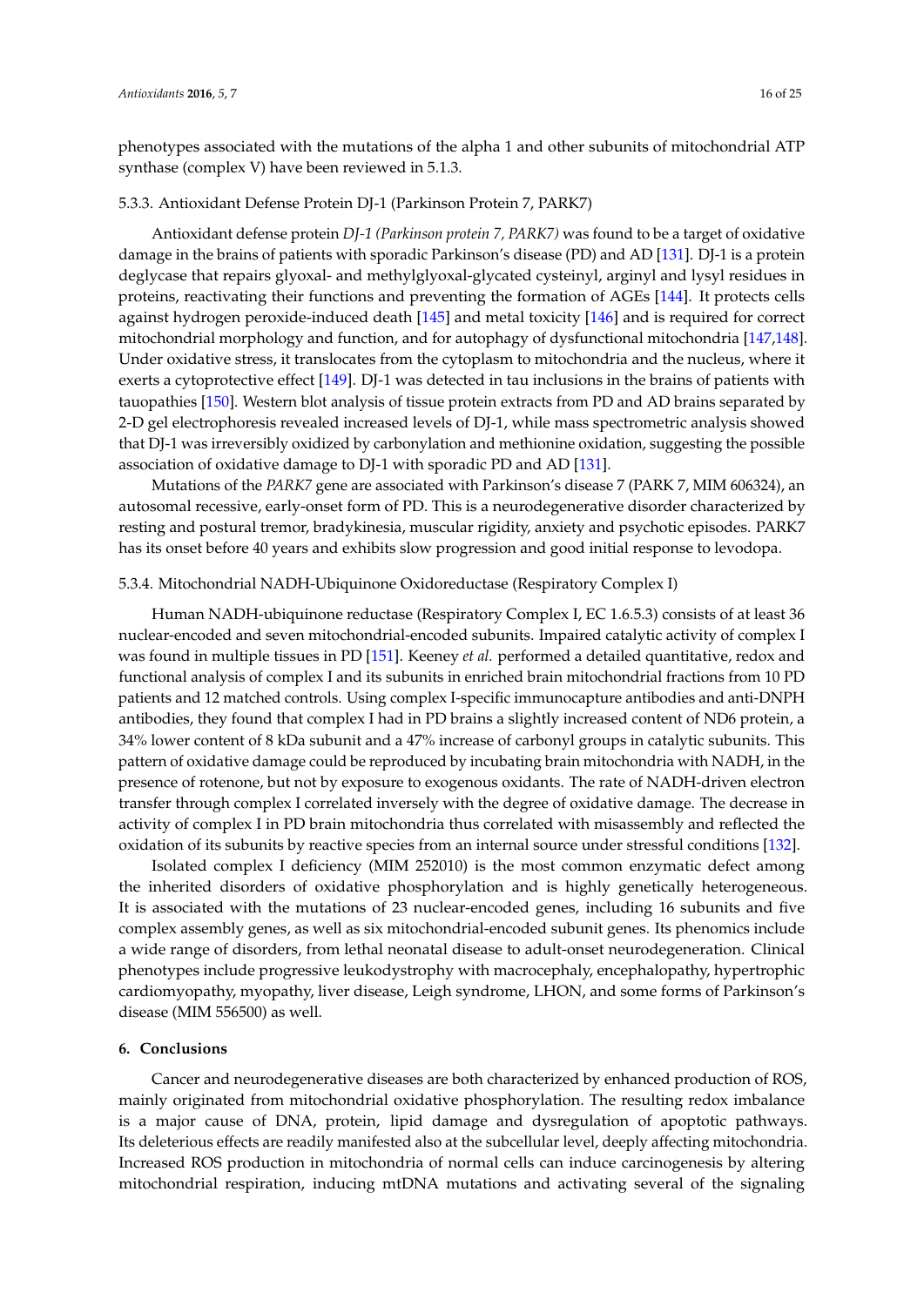phenotypes associated with the mutations of the alpha 1 and other subunits of mitochondrial ATP synthase (complex V) have been reviewed in 5.1.3.

#### 5.3.3. Antioxidant Defense Protein DJ-1 (Parkinson Protein 7, PARK7)

Antioxidant defense protein *DJ-1 (Parkinson protein 7, PARK7)* was found to be a target of oxidative damage in the brains of patients with sporadic Parkinson's disease (PD) and AD [131]. DJ-1 is a protein deglycase that repairs glyoxal- and methylglyoxal-glycated cysteinyl, arginyl and lysyl residues in proteins, reactivating their functions and preventing the formation of AGEs [144]. It protects cells against hydrogen peroxide-induced death [145] and metal toxicity [146] and is required for correct mitochondrial morphology and function, and for autophagy of dysfunctional mitochondria [147,148]. Under oxidative stress, it translocates from the cytoplasm to mitochondria and the nucleus, where it exerts a cytoprotective effect [149]. DJ-1 was detected in tau inclusions in the brains of patients with tauopathies [150]. Western blot analysis of tissue protein extracts from PD and AD brains separated by 2-D gel electrophoresis revealed increased levels of DJ-1, while mass spectrometric analysis showed that DJ-1 was irreversibly oxidized by carbonylation and methionine oxidation, suggesting the possible association of oxidative damage to DJ-1 with sporadic PD and AD [131].

Mutations of the *PARK7* gene are associated with Parkinson's disease 7 (PARK 7, MIM 606324), an autosomal recessive, early-onset form of PD. This is a neurodegenerative disorder characterized by resting and postural tremor, bradykinesia, muscular rigidity, anxiety and psychotic episodes. PARK7 has its onset before 40 years and exhibits slow progression and good initial response to levodopa.

#### 5.3.4. Mitochondrial NADH-Ubiquinone Oxidoreductase (Respiratory Complex I)

Human NADH-ubiquinone reductase (Respiratory Complex I, EC 1.6.5.3) consists of at least 36 nuclear-encoded and seven mitochondrial-encoded subunits. Impaired catalytic activity of complex I was found in multiple tissues in PD [151]. Keeney *et al.* performed a detailed quantitative, redox and functional analysis of complex I and its subunits in enriched brain mitochondrial fractions from 10 PD patients and 12 matched controls. Using complex I-specific immunocapture antibodies and anti-DNPH antibodies, they found that complex I had in PD brains a slightly increased content of ND6 protein, a 34% lower content of 8 kDa subunit and a 47% increase of carbonyl groups in catalytic subunits. This pattern of oxidative damage could be reproduced by incubating brain mitochondria with NADH, in the presence of rotenone, but not by exposure to exogenous oxidants. The rate of NADH-driven electron transfer through complex I correlated inversely with the degree of oxidative damage. The decrease in activity of complex I in PD brain mitochondria thus correlated with misassembly and reflected the oxidation of its subunits by reactive species from an internal source under stressful conditions [132].

Isolated complex I deficiency (MIM 252010) is the most common enzymatic defect among the inherited disorders of oxidative phosphorylation and is highly genetically heterogeneous. It is associated with the mutations of 23 nuclear-encoded genes, including 16 subunits and five complex assembly genes, as well as six mitochondrial-encoded subunit genes. Its phenomics include a wide range of disorders, from lethal neonatal disease to adult-onset neurodegeneration. Clinical phenotypes include progressive leukodystrophy with macrocephaly, encephalopathy, hypertrophic cardiomyopathy, myopathy, liver disease, Leigh syndrome, LHON, and some forms of Parkinson's disease (MIM 556500) as well.

## 6. Conclusions

Cancer and neurodegenerative diseases are both characterized by enhanced production of ROS, mainly originated from mitochondrial oxidative phosphorylation. The resulting redox imbalance is a major cause of DNA, protein, lipid damage and dysregulation of apoptotic pathways. Its deleterious effects are readily manifested also at the subcellular level, deeply affecting mitochondria. Increased ROS production in mitochondria of normal cells can induce carcinogenesis by altering mitochondrial respiration, inducing mtDNA mutations and activating several of the signaling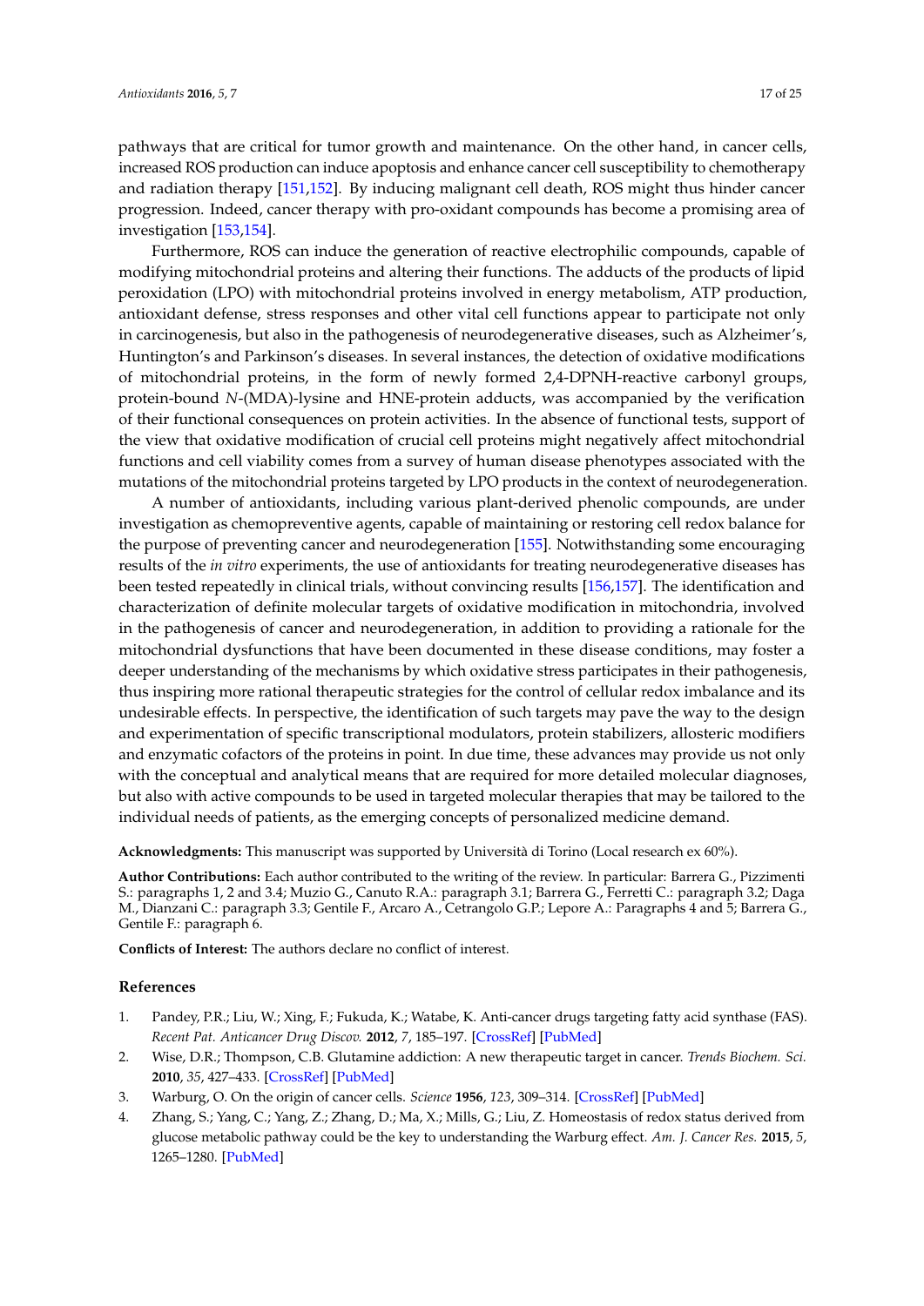pathways that are critical for tumor growth and maintenance. On the other hand, in cancer cells, increased ROS production can induce apoptosis and enhance cancer cell susceptibility to chemotherapy and radiation therapy [151,152]. By inducing malignant cell death, ROS might thus hinder cancer progression. Indeed, cancer therapy with pro-oxidant compounds has become a promising area of investigation [153,154].

Furthermore, ROS can induce the generation of reactive electrophilic compounds, capable of modifying mitochondrial proteins and altering their functions. The adducts of the products of lipid peroxidation (LPO) with mitochondrial proteins involved in energy metabolism, ATP production, antioxidant defense, stress responses and other vital cell functions appear to participate not only in carcinogenesis, but also in the pathogenesis of neurodegenerative diseases, such as Alzheimer's, Huntington's and Parkinson's diseases. In several instances, the detection of oxidative modifications of mitochondrial proteins, in the form of newly formed 2,4-DPNH-reactive carbonyl groups, protein-bound *N*-(MDA)-lysine and HNE-protein adducts, was accompanied by the verification of their functional consequences on protein activities. In the absence of functional tests, support of the view that oxidative modification of crucial cell proteins might negatively affect mitochondrial functions and cell viability comes from a survey of human disease phenotypes associated with the mutations of the mitochondrial proteins targeted by LPO products in the context of neurodegeneration.

A number of antioxidants, including various plant-derived phenolic compounds, are under investigation as chemopreventive agents, capable of maintaining or restoring cell redox balance for the purpose of preventing cancer and neurodegeneration [155]. Notwithstanding some encouraging results of the *in vitro* experiments, the use of antioxidants for treating neurodegenerative diseases has been tested repeatedly in clinical trials, without convincing results [156,157]. The identification and characterization of definite molecular targets of oxidative modification in mitochondria, involved in the pathogenesis of cancer and neurodegeneration, in addition to providing a rationale for the mitochondrial dysfunctions that have been documented in these disease conditions, may foster a deeper understanding of the mechanisms by which oxidative stress participates in their pathogenesis, thus inspiring more rational therapeutic strategies for the control of cellular redox imbalance and its undesirable effects. In perspective, the identification of such targets may pave the way to the design and experimentation of specific transcriptional modulators, protein stabilizers, allosteric modifiers and enzymatic cofactors of the proteins in point. In due time, these advances may provide us not only with the conceptual and analytical means that are required for more detailed molecular diagnoses, but also with active compounds to be used in targeted molecular therapies that may be tailored to the individual needs of patients, as the emerging concepts of personalized medicine demand.

**Acknowledgments:** This manuscript was supported by Università di Torino (Local research ex 60%).

**Author Contributions:** Each author contributed to the writing of the review. In particular: Barrera G., Pizzimenti S.: paragraphs 1, 2 and 3.4; Muzio G., Canuto R.A.: paragraph 3.1; Barrera G., Ferretti C.: paragraph 3.2; Daga M., Dianzani C.: paragraph 3.3; Gentile F., Arcaro A., Cetrangolo G.P.; Lepore A.: Paragraphs 4 and 5; Barrera G., Gentile F.: paragraph 6.

**Conflicts of Interest:** The authors declare no conflict of interest.

## References

1. Pandey, P.R.; Liu, W.; Xing, F.; Fukuda, K.; Watabe, K. Anti-cancer drugs targeting fatty acid synthase (FAS). *Recent Pat. Anticancer Drug Discov.* **2012**, *7*, 185–197. [CrossRef] [PubMed]
2. Wise, D.R.; Thompson, C.B. Glutamine addiction: A new therapeutic target in cancer. *Trends Biochem. Sci.* **2010**, *35*, 427–433. [CrossRef] [PubMed]
3. Warburg, O. On the origin of cancer cells. *Science* **1956**, *123*, 309–314. [CrossRef] [PubMed]
4. Zhang, S.; Yang, C.; Yang, Z.; Zhang, D.; Ma, X.; Mills, G.; Liu, Z. Homeostasis of redox status derived from glucose metabolic pathway could be the key to understanding the Warburg effect. *Am. J. Cancer Res.* **2015**, *5*, 1265–1280. [PubMed]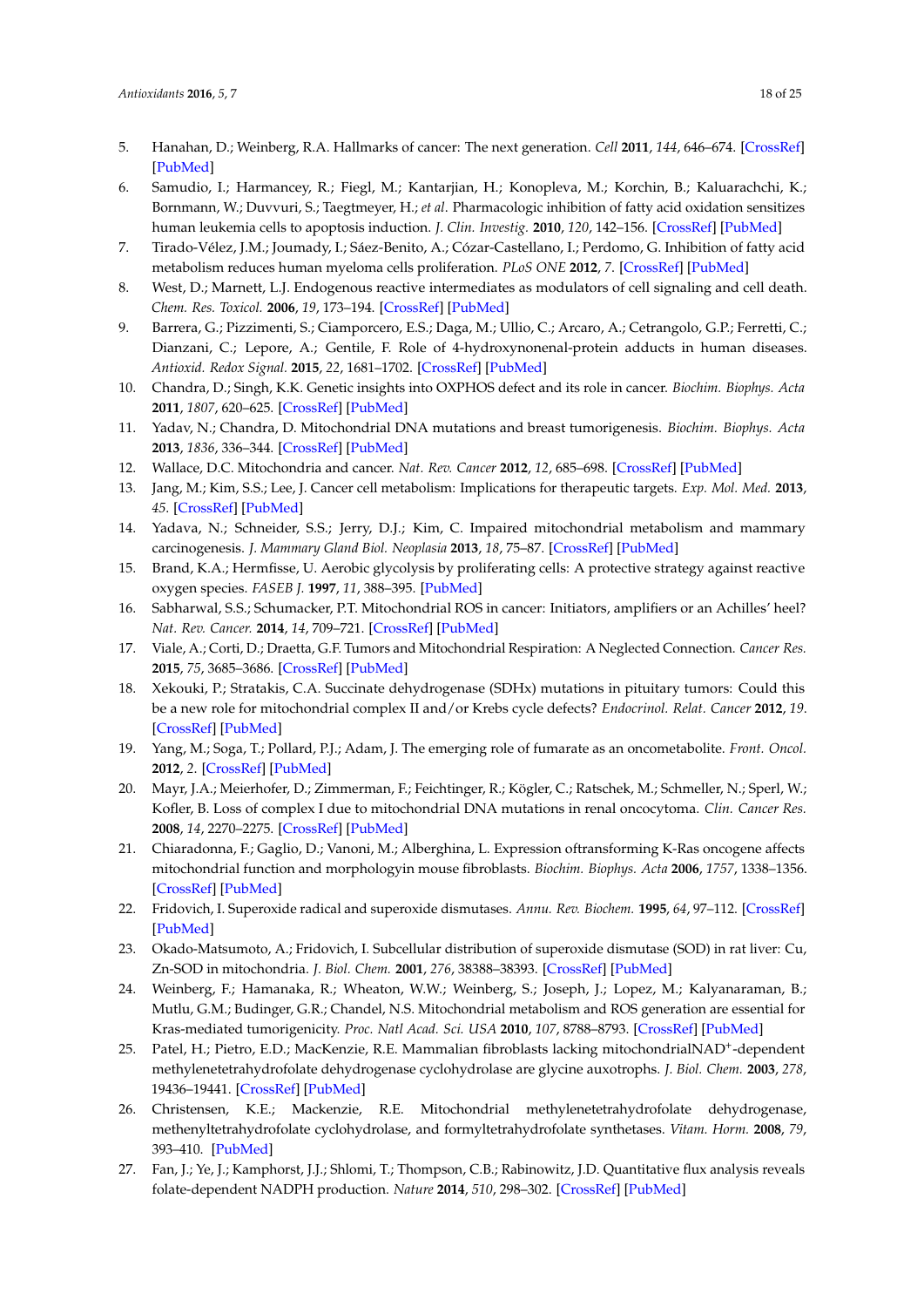5. Hanahan, D.; Weinberg, R.A. Hallmarks of cancer: The next generation. *Cell* **2011**, *144*, 646–674. [CrossRef] [PubMed]
6. Samudio, I.; Harmancey, R.; Fiegl, M.; Kantarjian, H.; Konopleva, M.; Korchin, B.; Kaluarachchi, K.; Bornmann, W.; Duvvuri, S.; Taegtmeyer, H.; *et al*. Pharmacologic inhibition of fatty acid oxidation sensitizes human leukemia cells to apoptosis induction. *J. Clin. Investig.* **2010**, *120*, 142–156. [CrossRef] [PubMed]
7. Tirado-Vélez, J.M.; Joumady, I.; Sáez-Benito, A.; Cózar-Castellano, I.; Perdomo, G. Inhibition of fatty acid metabolism reduces human myeloma cells proliferation. *PLoS ONE* **2012**, *7*. [CrossRef] [PubMed]
8. West, D.; Marnett, L.J. Endogenous reactive intermediates as modulators of cell signaling and cell death. *Chem. Res. Toxicol.* **2006**, *19*, 173–194. [CrossRef] [PubMed]
9. Barrera, G.; Pizzimenti, S.; Ciamporcero, E.S.; Daga, M.; Ullio, C.; Arcaro, A.; Cetrangolo, G.P.; Ferretti, C.; Dianzani, C.; Lepore, A.; Gentile, F. Role of 4-hydroxynonenal-protein adducts in human diseases. *Antioxid. Redox Signal.* **2015**, *22*, 1681–1702. [CrossRef] [PubMed]
10. Chandra, D.; Singh, K.K. Genetic insights into OXPHOS defect and its role in cancer. *Biochim. Biophys. Acta* **2011**, *1807*, 620–625. [CrossRef] [PubMed]
11. Yadav, N.; Chandra, D. Mitochondrial DNA mutations and breast tumorigenesis. *Biochim. Biophys. Acta* **2013**, *1836*, 336–344. [CrossRef] [PubMed]
12. Wallace, D.C. Mitochondria and cancer. *Nat. Rev. Cancer* **2012**, *12*, 685–698. [CrossRef] [PubMed]
13. Jang, M.; Kim, S.S.; Lee, J. Cancer cell metabolism: Implications for therapeutic targets. *Exp. Mol. Med.* **2013**, *45*. [CrossRef] [PubMed]
14. Yadava, N.; Schneider, S.S.; Jerry, D.J.; Kim, C. Impaired mitochondrial metabolism and mammary carcinogenesis. *J. Mammary Gland Biol. Neoplasia* **2013**, *18*, 75–87. [CrossRef] [PubMed]
15. Brand, K.A.; Hermfisse, U. Aerobic glycolysis by proliferating cells: A protective strategy against reactive oxygen species. *FASEB J.* **1997**, *11*, 388–395. [PubMed]
16. Sabharwal, S.S.; Schumacker, P.T. Mitochondrial ROS in cancer: Initiators, amplifiers or an Achilles' heel? *Nat. Rev. Cancer.* **2014**, *14*, 709–721. [CrossRef] [PubMed]
17. Viale, A.; Corti, D.; Draetta, G.F. Tumors and Mitochondrial Respiration: A Neglected Connection. *Cancer Res.* **2015**, *75*, 3685–3686. [CrossRef] [PubMed]
18. Xekouki, P.; Stratakis, C.A. Succinate dehydrogenase (SDHx) mutations in pituitary tumors: Could this be a new role for mitochondrial complex II and/or Krebs cycle defects? *Endocrinol. Relat. Cancer* **2012**, *19*. [CrossRef] [PubMed]
19. Yang, M.; Soga, T.; Pollard, P.J.; Adam, J. The emerging role of fumarate as an oncometabolite. *Front. Oncol.* **2012**, *2*. [CrossRef] [PubMed]
20. Mayr, J.A.; Meierhofer, D.; Zimmerman, F.; Feichtinger, R.; Kögler, C.; Ratschek, M.; Schmeller, N.; Sperl, W.; Kofler, B. Loss of complex I due to mitochondrial DNA mutations in renal oncocytoma. *Clin. Cancer Res.* **2008**, *14*, 2270–2275. [CrossRef] [PubMed]
21. Chiaradonna, F.; Gaglio, D.; Vanoni, M.; Alberghina, L. Expression oftransforming K-Ras oncogene affects mitochondrial function and morphologyin mouse fibroblasts. *Biochim. Biophys. Acta* **2006**, *1757*, 1338–1356. [CrossRef] [PubMed]
22. Fridovich, I. Superoxide radical and superoxide dismutases. *Annu. Rev. Biochem.* **1995**, *64*, 97–112. [CrossRef] [PubMed]
23. Okado-Matsumoto, A.; Fridovich, I. Subcellular distribution of superoxide dismutase (SOD) in rat liver: Cu, Zn-SOD in mitochondria. *J. Biol. Chem.* **2001**, *276*, 38388–38393. [CrossRef] [PubMed]
24. Weinberg, F.; Hamanaka, R.; Wheaton, W.W.; Weinberg, S.; Joseph, J.; Lopez, M.; Kalyanaraman, B.; Mutlu, G.M.; Budinger, G.R.; Chandel, N.S. Mitochondrial metabolism and ROS generation are essential for Kras-mediated tumorigenicity. *Proc. Natl Acad. Sci. USA* **2010**, *107*, 8788–8793. [CrossRef] [PubMed]
25. Patel, H.; Pietro, E.D.; MacKenzie, R.E. Mammalian fibroblasts lacking mitochondrial$NAD^+$-dependent methylenetetrahydrofolate dehydrogenase cyclohydrolase are glycine auxotrophs. *J. Biol. Chem.* **2003**, *278*, 19436–19441. [CrossRef] [PubMed]
26. Christensen, K.E.; Mackenzie, R.E. Mitochondrial methylenetetrahydrofolate dehydrogenase, methenyltetrahydrofolate cyclohydrolase, and formyltetrahydrofolate synthetases. *Vitam. Horm.* **2008**, *79*, 393–410. [PubMed]
27. Fan, J.; Ye, J.; Kamphorst, J.J.; Shlomi, T.; Thompson, C.B.; Rabinowitz, J.D. Quantitative flux analysis reveals folate-dependent NADPH production. *Nature* **2014**, *510*, 298–302. [CrossRef] [PubMed]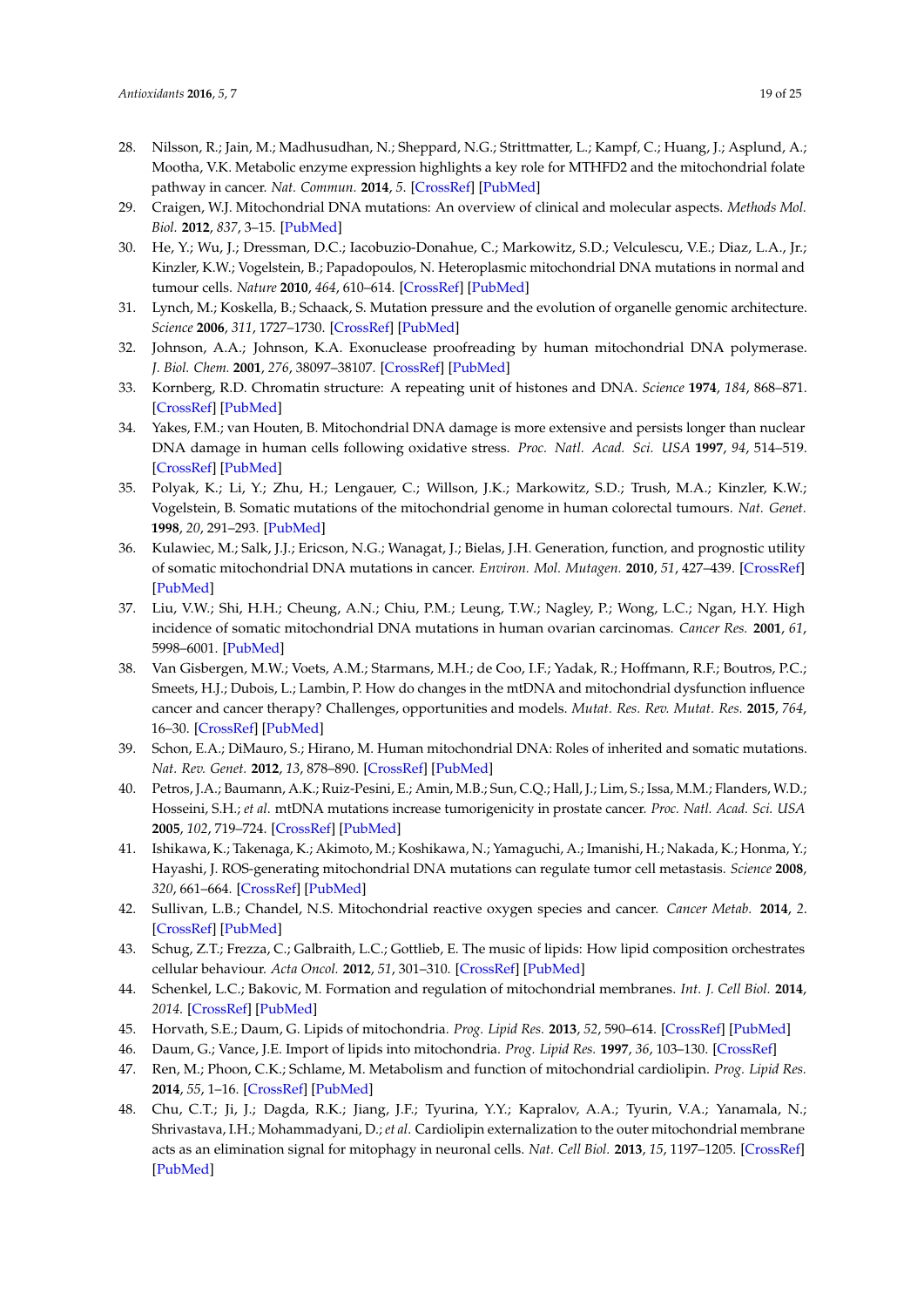28. Nilsson, R.; Jain, M.; Madhusudhan, N.; Sheppard, N.G.; Strittmatter, L.; Kampf, C.; Huang, J.; Asplund, A.; Mootha, V.K. Metabolic enzyme expression highlights a key role for MTHFD2 and the mitochondrial folate pathway in cancer. *Nat. Commun.* **2014**, *5*. [CrossRef] [PubMed]
29. Craigen, W.J. Mitochondrial DNA mutations: An overview of clinical and molecular aspects. *Methods Mol. Biol.* **2012**, *837*, 3–15. [PubMed]
30. He, Y.; Wu, J.; Dressman, D.C.; Iacobuzio-Donahue, C.; Markowitz, S.D.; Velculescu, V.E.; Diaz, L.A., Jr.; Kinzler, K.W.; Vogelstein, B.; Papadopoulos, N. Heteroplasmic mitochondrial DNA mutations in normal and tumour cells. *Nature* **2010**, *464*, 610–614. [CrossRef] [PubMed]
31. Lynch, M.; Koskella, B.; Schaack, S. Mutation pressure and the evolution of organelle genomic architecture. *Science* **2006**, *311*, 1727–1730. [CrossRef] [PubMed]
32. Johnson, A.A.; Johnson, K.A. Exonuclease proofreading by human mitochondrial DNA polymerase. *J. Biol. Chem.* **2001**, *276*, 38097–38107. [CrossRef] [PubMed]
33. Kornberg, R.D. Chromatin structure: A repeating unit of histones and DNA. *Science* **1974**, *184*, 868–871. [CrossRef] [PubMed]
34. Yakes, F.M.; van Houten, B. Mitochondrial DNA damage is more extensive and persists longer than nuclear DNA damage in human cells following oxidative stress. *Proc. Natl. Acad. Sci. USA* **1997**, *94*, 514–519. [CrossRef] [PubMed]
35. Polyak, K.; Li, Y.; Zhu, H.; Lengauer, C.; Willson, J.K.; Markowitz, S.D.; Trush, M.A.; Kinzler, K.W.; Vogelstein, B. Somatic mutations of the mitochondrial genome in human colorectal tumours. *Nat. Genet.* **1998**, *20*, 291–293. [PubMed]
36. Kulawiec, M.; Salk, J.J.; Ericson, N.G.; Wanagat, J.; Bielas, J.H. Generation, function, and prognostic utility of somatic mitochondrial DNA mutations in cancer. *Environ. Mol. Mutagen.* **2010**, *51*, 427–439. [CrossRef] [PubMed]
37. Liu, V.W.; Shi, H.H.; Cheung, A.N.; Chiu, P.M.; Leung, T.W.; Nagley, P.; Wong, L.C.; Ngan, H.Y. High incidence of somatic mitochondrial DNA mutations in human ovarian carcinomas. *Cancer Res.* **2001**, *61*, 5998–6001. [PubMed]
38. Van Gisbergen, M.W.; Voets, A.M.; Starmans, M.H.; de Coo, I.F.; Yadak, R.; Hoffmann, R.F.; Boutros, P.C.; Smeets, H.J.; Dubois, L.; Lambin, P. How do changes in the mtDNA and mitochondrial dysfunction influence cancer and cancer therapy? Challenges, opportunities and models. *Mutat. Res. Rev. Mutat. Res.* **2015**, *764*, 16–30. [CrossRef] [PubMed]
39. Schon, E.A.; DiMauro, S.; Hirano, M. Human mitochondrial DNA: Roles of inherited and somatic mutations. *Nat. Rev. Genet.* **2012**, *13*, 878–890. [CrossRef] [PubMed]
40. Petros, J.A.; Baumann, A.K.; Ruiz-Pesini, E.; Amin, M.B.; Sun, C.Q.; Hall, J.; Lim, S.; Issa, M.M.; Flanders, W.D.; Hosseini, S.H.; *et al*. mtDNA mutations increase tumorigenicity in prostate cancer. *Proc. Natl. Acad. Sci. USA* **2005**, *102*, 719–724. [CrossRef] [PubMed]
41. Ishikawa, K.; Takenaga, K.; Akimoto, M.; Koshikawa, N.; Yamaguchi, A.; Imanishi, H.; Nakada, K.; Honma, Y.; Hayashi, J. ROS-generating mitochondrial DNA mutations can regulate tumor cell metastasis. *Science* **2008**, *320*, 661–664. [CrossRef] [PubMed]
42. Sullivan, L.B.; Chandel, N.S. Mitochondrial reactive oxygen species and cancer. *Cancer Metab.* **2014**, *2*. [CrossRef] [PubMed]
43. Schug, Z.T.; Frezza, C.; Galbraith, L.C.; Gottlieb, E. The music of lipids: How lipid composition orchestrates cellular behaviour. *Acta Oncol.* **2012**, *51*, 301–310. [CrossRef] [PubMed]
44. Schenkel, L.C.; Bakovic, M. Formation and regulation of mitochondrial membranes. *Int. J. Cell Biol.* **2014**, *2014*. [CrossRef] [PubMed]
45. Horvath, S.E.; Daum, G. Lipids of mitochondria. *Prog. Lipid Res.* **2013**, *52*, 590–614. [CrossRef] [PubMed]
46. Daum, G.; Vance, J.E. Import of lipids into mitochondria. *Prog. Lipid Res.* **1997**, *36*, 103–130. [CrossRef]
47. Ren, M.; Phoon, C.K.; Schlame, M. Metabolism and function of mitochondrial cardiolipin. *Prog. Lipid Res.* **2014**, *55*, 1–16. [CrossRef] [PubMed]
48. Chu, C.T.; Ji, J.; Dagda, R.K.; Jiang, J.F.; Tyurina, Y.Y.; Kapralov, A.A.; Tyurin, V.A.; Yanamala, N.; Shrivastava, I.H.; Mohammadyani, D.; *et al*. Cardiolipin externalization to the outer mitochondrial membrane acts as an elimination signal for mitophagy in neuronal cells. *Nat. Cell Biol.* **2013**, *15*, 1197–1205. [CrossRef] [PubMed]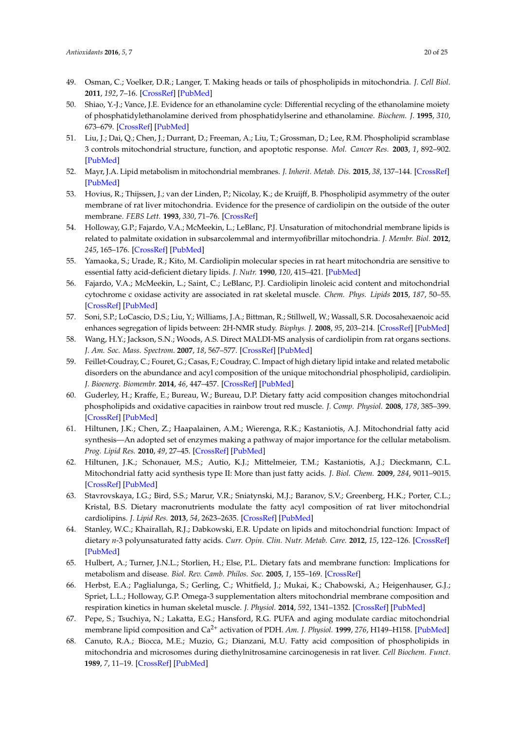49. Osman, C.; Voelker, D.R.; Langer, T. Making heads or tails of phospholipids in mitochondria. *J. Cell Biol.* **2011**, *192*, 7–16. [CrossRef] [PubMed]
50. Shiao, Y.-J.; Vance, J.E. Evidence for an ethanolamine cycle: Differential recycling of the ethanolamine moiety of phosphatidylethanolamine derived from phosphatidylserine and ethanolamine. *Biochem. J.* **1995**, *310*, 673–679. [CrossRef] [PubMed]
51. Liu, J.; Dai, Q.; Chen, J.; Durrant, D.; Freeman, A.; Liu, T.; Grossman, D.; Lee, R.M. Phospholipid scramblase 3 controls mitochondrial structure, function, and apoptotic response. *Mol. Cancer Res.* **2003**, *1*, 892–902. [PubMed]
52. Mayr, J.A. Lipid metabolism in mitochondrial membranes. *J. Inherit. Metab. Dis.* **2015**, *38*, 137–144. [CrossRef] [PubMed]
53. Hovius, R.; Thijssen, J.; van der Linden, P.; Nicolay, K.; de Kruijff, B. Phospholipid asymmetry of the outer membrane of rat liver mitochondria. Evidence for the presence of cardiolipin on the outside of the outer membrane. *FEBS Lett.* **1993**, *330*, 71–76. [CrossRef]
54. Holloway, G.P.; Fajardo, V.A.; McMeekin, L.; LeBlanc, P.J. Unsaturation of mitochondrial membrane lipids is related to palmitate oxidation in subsarcolemmal and intermyofibrillar mitochondria. *J. Membr. Biol.* **2012**, *245*, 165–176. [CrossRef] [PubMed]
55. Yamaoka, S.; Urade, R.; Kito, M. Cardiolipin molecular species in rat heart mitochondria are sensitive to essential fatty acid-deficient dietary lipids. *J. Nutr.* **1990**, *120*, 415–421. [PubMed]
56. Fajardo, V.A.; McMeekin, L.; Saint, C.; LeBlanc, P.J. Cardiolipin linoleic acid content and mitochondrial cytochrome c oxidase activity are associated in rat skeletal muscle. *Chem. Phys. Lipids* **2015**, *187*, 50–55. [CrossRef] [PubMed]
57. Soni, S.P.; LoCascio, D.S.; Liu, Y.; Williams, J.A.; Bittman, R.; Stillwell, W.; Wassall, S.R. Docosahexaenoic acid enhances segregation of lipids between: 2H-NMR study. *Biophys. J.* **2008**, *95*, 203–214. [CrossRef] [PubMed]
58. Wang, H.Y.; Jackson, S.N.; Woods, A.S. Direct MALDI-MS analysis of cardiolipin from rat organs sections. *J. Am. Soc. Mass. Spectrom.* **2007**, *18*, 567–577. [CrossRef] [PubMed]
59. Feillet-Coudray, C.; Fouret, G.; Casas, F.; Coudray, C. Impact of high dietary lipid intake and related metabolic disorders on the abundance and acyl composition of the unique mitochondrial phospholipid, cardiolipin. *J. Bioenerg. Biomembr.* **2014**, *46*, 447–457. [CrossRef] [PubMed]
60. Guderley, H.; Kraffe, E.; Bureau, W.; Bureau, D.P. Dietary fatty acid composition changes mitochondrial phospholipids and oxidative capacities in rainbow trout red muscle. *J. Comp. Physiol.* **2008**, *178*, 385–399. [CrossRef] [PubMed]
61. Hiltunen, J.K.; Chen, Z.; Haapalainen, A.M.; Wierenga, R.K.; Kastaniotis, A.J. Mitochondrial fatty acid synthesis—An adopted set of enzymes making a pathway of major importance for the cellular metabolism. *Prog. Lipid Res.* **2010**, *49*, 27–45. [CrossRef] [PubMed]
62. Hiltunen, J.K.; Schonauer, M.S.; Autio, K.J.; Mittelmeier, T.M.; Kastaniotis, A.J.; Dieckmann, C.L. Mitochondrial fatty acid synthesis type II: More than just fatty acids. *J. Biol. Chem.* **2009**, *284*, 9011–9015. [CrossRef] [PubMed]
63. Stavrovskaya, I.G.; Bird, S.S.; Marur, V.R.; Sniatynski, M.J.; Baranov, S.V.; Greenberg, H.K.; Porter, C.L.; Kristal, B.S. Dietary macronutrients modulate the fatty acyl composition of rat liver mitochondrial cardiolipins. *J. Lipid Res.* **2013**, *54*, 2623–2635. [CrossRef] [PubMed]
64. Stanley, W.C.; Khairallah, R.J.; Dabkowski, E.R. Update on lipids and mitochondrial function: Impact of dietary *n*-3 polyunsaturated fatty acids. *Curr. Opin. Clin. Nutr. Metab. Care.* **2012**, *15*, 122–126. [CrossRef] [PubMed]
65. Hulbert, A.; Turner, J.N.L.; Storlien, H.; Else, P.L. Dietary fats and membrane function: Implications for metabolism and disease. *Biol. Rev. Camb. Philos. Soc.* **2005**, *1*, 155–169. [CrossRef]
66. Herbst, E.A.; Paglialunga, S.; Gerling, C.; Whitfield, J.; Mukai, K.; Chabowski, A.; Heigenhauser, G.J.; Spriet, L.L.; Holloway, G.P. Omega-3 supplementation alters mitochondrial membrane composition and respiration kinetics in human skeletal muscle. *J. Physiol.* **2014**, *592*, 1341–1352. [CrossRef] [PubMed]
67. Pepe, S.; Tsuchiya, N.; Lakatta, E.G.; Hansford, R.G. PUFA and aging modulate cardiac mitochondrial membrane lipid composition and $Ca^{2+}$ activation of PDH. *Am. J. Physiol.* **1999**, *276*, H149–H158. [PubMed]
68. Canuto, R.A.; Biocca, M.E.; Muzio, G.; Dianzani, M.U. Fatty acid composition of phospholipids in mitochondria and microsomes during diethylnitrosamine carcinogenesis in rat liver. *Cell Biochem. Funct.* **1989**, *7*, 11–19. [CrossRef] [PubMed]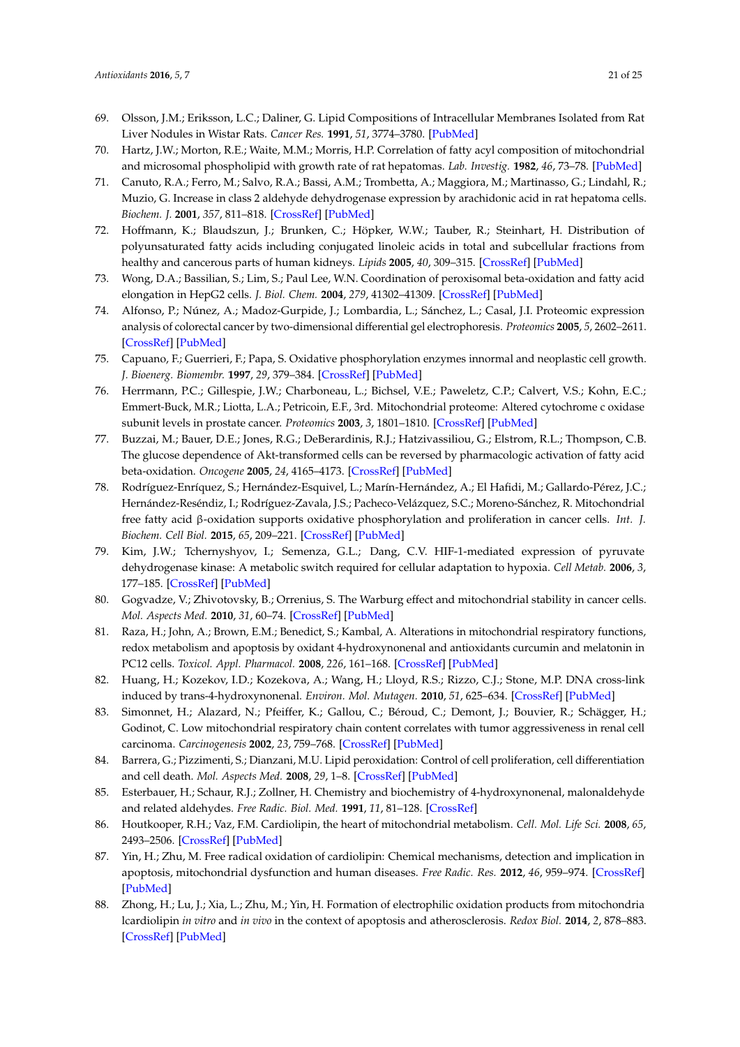69. Olsson, J.M.; Eriksson, L.C.; Dallner, G. Lipid Compositions of Intracellular Membranes Isolated from Rat Liver Nodules in Wistar Rats. *Cancer Res.* **1991**, *51*, 3774–3780. [PubMed]
70. Hartz, J.W.; Morton, R.E.; Waite, M.M.; Morris, H.P. Correlation of fatty acyl composition of mitochondrial and microsomal phospholipid with growth rate of rat hepatomas. *Lab. Investig.* **1982**, *46*, 73–78. [PubMed]
71. Canuto, R.A.; Ferro, M.; Salvo, R.A.; Bassi, A.M.; Trombetta, A.; Maggiora, M.; Martinasso, G.; Lindahl, R.; Muzio, G. Increase in class 2 aldehyde dehydrogenase expression by arachidonic acid in rat hepatoma cells. *Biochem. J.* **2001**, *357*, 811–818. [CrossRef] [PubMed]
72. Hoffmann, K.; Blaudszun, J.; Brunken, C.; Höpker, W.W.; Tauber, R.; Steinhart, H. Distribution of polyunsaturated fatty acids including conjugated linoleic acids in total and subcellular fractions from healthy and cancerous parts of human kidneys. *Lipids* **2005**, *40*, 309–315. [CrossRef] [PubMed]
73. Wong, D.A.; Bassilian, S.; Lim, S.; Paul Lee, W.N. Coordination of peroxisomal beta-oxidation and fatty acid elongation in HepG2 cells. *J. Biol. Chem.* **2004**, *279*, 41302–41309. [CrossRef] [PubMed]
74. Alfonso, P.; Núnez, A.; Madoz-Gurpide, J.; Lombardia, L.; Sánchez, L.; Casal, J.I. Proteomic expression analysis of colorectal cancer by two-dimensional differential gel electrophoresis. *Proteomics* **2005**, *5*, 2602–2611. [CrossRef] [PubMed]
75. Capuano, F.; Guerrieri, F.; Papa, S. Oxidative phosphorylation enzymes innormal and neoplastic cell growth. *J. Bioenerg. Biomembr.* **1997**, *29*, 379–384. [CrossRef] [PubMed]
76. Herrmann, P.C.; Gillespie, J.W.; Charboneau, L.; Bichsel, V.E.; Paweletz, C.P.; Calvert, V.S.; Kohn, E.C.; Emmert-Buck, M.R.; Liotta, L.A.; Petricoin, E.F., 3rd. Mitochondrial proteome: Altered cytochrome c oxidase subunit levels in prostate cancer. *Proteomics* **2003**, *3*, 1801–1810. [CrossRef] [PubMed]
77. Buzzai, M.; Bauer, D.E.; Jones, R.G.; DeBerardinis, R.J.; Hatzivassiliou, G.; Elstrom, R.L.; Thompson, C.B. The glucose dependence of Akt-transformed cells can be reversed by pharmacologic activation of fatty acid beta-oxidation. *Oncogene* **2005**, *24*, 4165–4173. [CrossRef] [PubMed]
78. Rodríguez-Enríquez, S.; Hernández-Esquivel, L.; Marín-Hernández, A.; El Hafidi, M.; Gallardo-Pérez, J.C.; Hernández-Reséndiz, I.; Rodríguez-Zavala, J.S.; Pacheco-Velázquez, S.C.; Moreno-Sánchez, R. Mitochondrial free fatty acid β-oxidation supports oxidative phosphorylation and proliferation in cancer cells. *Int. J. Biochem. Cell Biol.* **2015**, *65*, 209–221. [CrossRef] [PubMed]
79. Kim, J.W.; Tchernyshyov, I.; Semenza, G.L.; Dang, C.V. HIF-1-mediated expression of pyruvate dehydrogenase kinase: A metabolic switch required for cellular adaptation to hypoxia. *Cell Metab.* **2006**, *3*, 177–185. [CrossRef] [PubMed]
80. Gogvadze, V.; Zhivotovsky, B.; Orrenius, S. The Warburg effect and mitochondrial stability in cancer cells. *Mol. Aspects Med.* **2010**, *31*, 60–74. [CrossRef] [PubMed]
81. Raza, H.; John, A.; Brown, E.M.; Benedict, S.; Kambal, A. Alterations in mitochondrial respiratory functions, redox metabolism and apoptosis by oxidant 4-hydroxynonenal and antioxidants curcumin and melatonin in PC12 cells. *Toxicol. Appl. Pharmacol.* **2008**, *226*, 161–168. [CrossRef] [PubMed]
82. Huang, H.; Kozekov, I.D.; Kozekova, A.; Wang, H.; Lloyd, R.S.; Rizzo, C.J.; Stone, M.P. DNA cross-link induced by trans-4-hydroxynonenal. *Environ. Mol. Mutagen.* **2010**, *51*, 625–634. [CrossRef] [PubMed]
83. Simonnet, H.; Alazard, N.; Pfeiffer, K.; Gallou, C.; Béroud, C.; Demont, J.; Bouvier, R.; Schägger, H.; Godinot, C. Low mitochondrial respiratory chain content correlates with tumor aggressiveness in renal cell carcinoma. *Carcinogenesis* **2002**, *23*, 759–768. [CrossRef] [PubMed]
84. Barrera, G.; Pizzimenti, S.; Dianzani, M.U. Lipid peroxidation: Control of cell proliferation, cell differentiation and cell death. *Mol. Aspects Med.* **2008**, *29*, 1–8. [CrossRef] [PubMed]
85. Esterbauer, H.; Schaur, R.J.; Zollner, H. Chemistry and biochemistry of 4-hydroxynonenal, malonaldehyde and related aldehydes. *Free Radic. Biol. Med.* **1991**, *11*, 81–128. [CrossRef]
86. Houtkooper, R.H.; Vaz, F.M. Cardiolipin, the heart of mitochondrial metabolism. *Cell. Mol. Life Sci.* **2008**, *65*, 2493–2506. [CrossRef] [PubMed]
87. Yin, H.; Zhu, M. Free radical oxidation of cardiolipin: Chemical mechanisms, detection and implication in apoptosis, mitochondrial dysfunction and human diseases. *Free Radic. Res.* **2012**, *46*, 959–974. [CrossRef] [PubMed]
88. Zhong, H.; Lu, J.; Xia, L.; Zhu, M.; Yin, H. Formation of electrophilic oxidation products from mitochondria lcardiolipin *in vitro* and *in vivo* in the context of apoptosis and atherosclerosis. *Redox Biol.* **2014**, *2*, 878–883. [CrossRef] [PubMed]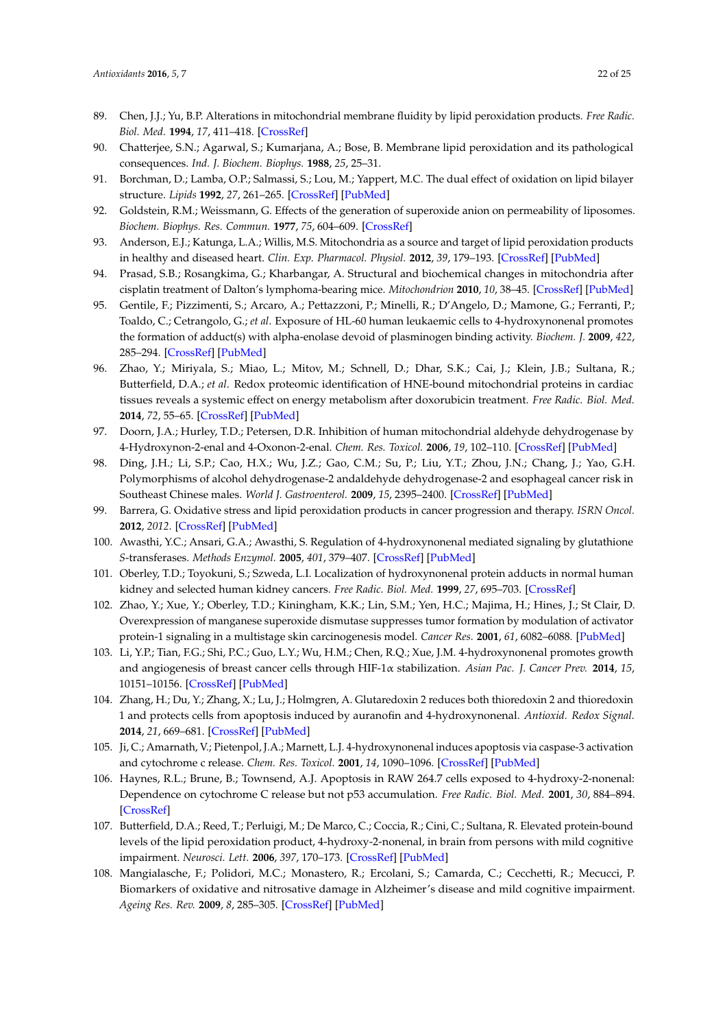89. Chen, J.J.; Yu, B.P. Alterations in mitochondrial membrane fluidity by lipid peroxidation products. *Free Radic. Biol. Med.* **1994**, *17*, 411–418. [CrossRef]
90. Chatterjee, S.N.; Agarwal, S.; Kumarjana, A.; Bose, B. Membrane lipid peroxidation and its pathological consequences. *Ind. J. Biochem. Biophys.* **1988**, *25*, 25–31.
91. Borchman, D.; Lamba, O.P.; Salmassi, S.; Lou, M.; Yappert, M.C. The dual effect of oxidation on lipid bilayer structure. *Lipids* **1992**, *27*, 261–265. [CrossRef] [PubMed]
92. Goldstein, R.M.; Weissmann, G. Effects of the generation of superoxide anion on permeability of liposomes. *Biochem. Biophys. Res. Commun.* **1977**, *75*, 604–609. [CrossRef]
93. Anderson, E.J.; Katunga, L.A.; Willis, M.S. Mitochondria as a source and target of lipid peroxidation products in healthy and diseased heart. *Clin. Exp. Pharmacol. Physiol.* **2012**, *39*, 179–193. [CrossRef] [PubMed]
94. Prasad, S.B.; Rosangkima, G.; Kharbangar, A. Structural and biochemical changes in mitochondria after cisplatin treatment of Dalton's lymphoma-bearing mice. *Mitochondrion* **2010**, *10*, 38–45. [CrossRef] [PubMed]
95. Gentile, F.; Pizzimenti, S.; Arcaro, A.; Pettazzoni, P.; Minelli, R.; D'Angelo, D.; Mamone, G.; Ferranti, P.; Toaldo, C.; Cetrangolo, G.; *et al*. Exposure of HL-60 human leukaemic cells to 4-hydroxynonenal promotes the formation of adduct(s) with alpha-enolase devoid of plasminogen binding activity. *Biochem. J.* **2009**, *422*, 285–294. [CrossRef] [PubMed]
96. Zhao, Y.; Miriyala, S.; Miao, L.; Mitov, M.; Schnell, D.; Dhar, S.K.; Cai, J.; Klein, J.B.; Sultana, R.; Butterfield, D.A.; *et al*. Redox proteomic identification of HNE-bound mitochondrial proteins in cardiac tissues reveals a systemic effect on energy metabolism after doxorubicin treatment. *Free Radic. Biol. Med.* **2014**, *72*, 55–65. [CrossRef] [PubMed]
97. Doorn, J.A.; Hurley, T.D.; Petersen, D.R. Inhibition of human mitochondrial aldehyde dehydrogenase by 4-Hydroxynon-2-enal and 4-Oxonon-2-enal. *Chem. Res. Toxicol.* **2006**, *19*, 102–110. [CrossRef] [PubMed]
98. Ding, J.H.; Li, S.P.; Cao, H.X.; Wu, J.Z.; Gao, C.M.; Su, P.; Liu, Y.T.; Zhou, J.N.; Chang, J.; Yao, G.H. Polymorphisms of alcohol dehydrogenase-2 andaldehyde dehydrogenase-2 and esophageal cancer risk in Southeast Chinese males. *World J. Gastroenterol.* **2009**, *15*, 2395–2400. [CrossRef] [PubMed]
99. Barrera, G. Oxidative stress and lipid peroxidation products in cancer progression and therapy. *ISRN Oncol.* **2012**, *2012*. [CrossRef] [PubMed]
100. Awasthi, Y.C.; Ansari, G.A.; Awasthi, S. Regulation of 4-hydroxynonenal mediated signaling by glutathione *S*-transferases. *Methods Enzymol.* **2005**, *401*, 379–407. [CrossRef] [PubMed]
101. Oberley, T.D.; Toyokuni, S.; Szweda, L.I. Localization of hydroxynonenal protein adducts in normal human kidney and selected human kidney cancers. *Free Radic. Biol. Med.* **1999**, *27*, 695–703. [CrossRef]
102. Zhao, Y.; Xue, Y.; Oberley, T.D.; Kiningham, K.K.; Lin, S.M.; Yen, H.C.; Majima, H.; Hines, J.; St Clair, D. Overexpression of manganese superoxide dismutase suppresses tumor formation by modulation of activator protein-1 signaling in a multistage skin carcinogenesis model. *Cancer Res.* **2001**, *61*, 6082–6088. [PubMed]
103. Li, Y.P.; Tian, F.G.; Shi, P.C.; Guo, L.Y.; Wu, H.M.; Chen, R.Q.; Xue, J.M. 4-hydroxynonenal promotes growth and angiogenesis of breast cancer cells through HIF-1α stabilization. *Asian Pac. J. Cancer Prev.* **2014**, *15*, 10151–10156. [CrossRef] [PubMed]
104. Zhang, H.; Du, Y.; Zhang, X.; Lu, J.; Holmgren, A. Glutaredoxin 2 reduces both thioredoxin 2 and thioredoxin 1 and protects cells from apoptosis induced by auranofin and 4-hydroxynonenal. *Antioxid. Redox Signal.* **2014**, *21*, 669–681. [CrossRef] [PubMed]
105. Ji, C.; Amarnath, V.; Pietenpol, J.A.; Marnett, L.J. 4-hydroxynonenal induces apoptosis via caspase-3 activation and cytochrome c release. *Chem. Res. Toxicol.* **2001**, *14*, 1090–1096. [CrossRef] [PubMed]
106. Haynes, R.L.; Brune, B.; Townsend, A.J. Apoptosis in RAW 264.7 cells exposed to 4-hydroxy-2-nonenal: Dependence on cytochrome C release but not p53 accumulation. *Free Radic. Biol. Med.* **2001**, *30*, 884–894. [CrossRef]
107. Butterfield, D.A.; Reed, T.; Perluigi, M.; De Marco, C.; Coccia, R.; Cini, C.; Sultana, R. Elevated protein-bound levels of the lipid peroxidation product, 4-hydroxy-2-nonenal, in brain from persons with mild cognitive impairment. *Neurosci. Lett.* **2006**, *397*, 170–173. [CrossRef] [PubMed]
108. Mangialasche, F.; Polidori, M.C.; Monastero, R.; Ercolani, S.; Camarda, C.; Cecchetti, R.; Mecucci, P. Biomarkers of oxidative and nitrosative damage in Alzheimer's disease and mild cognitive impairment. *Ageing Res. Rev.* **2009**, *8*, 285–305. [CrossRef] [PubMed]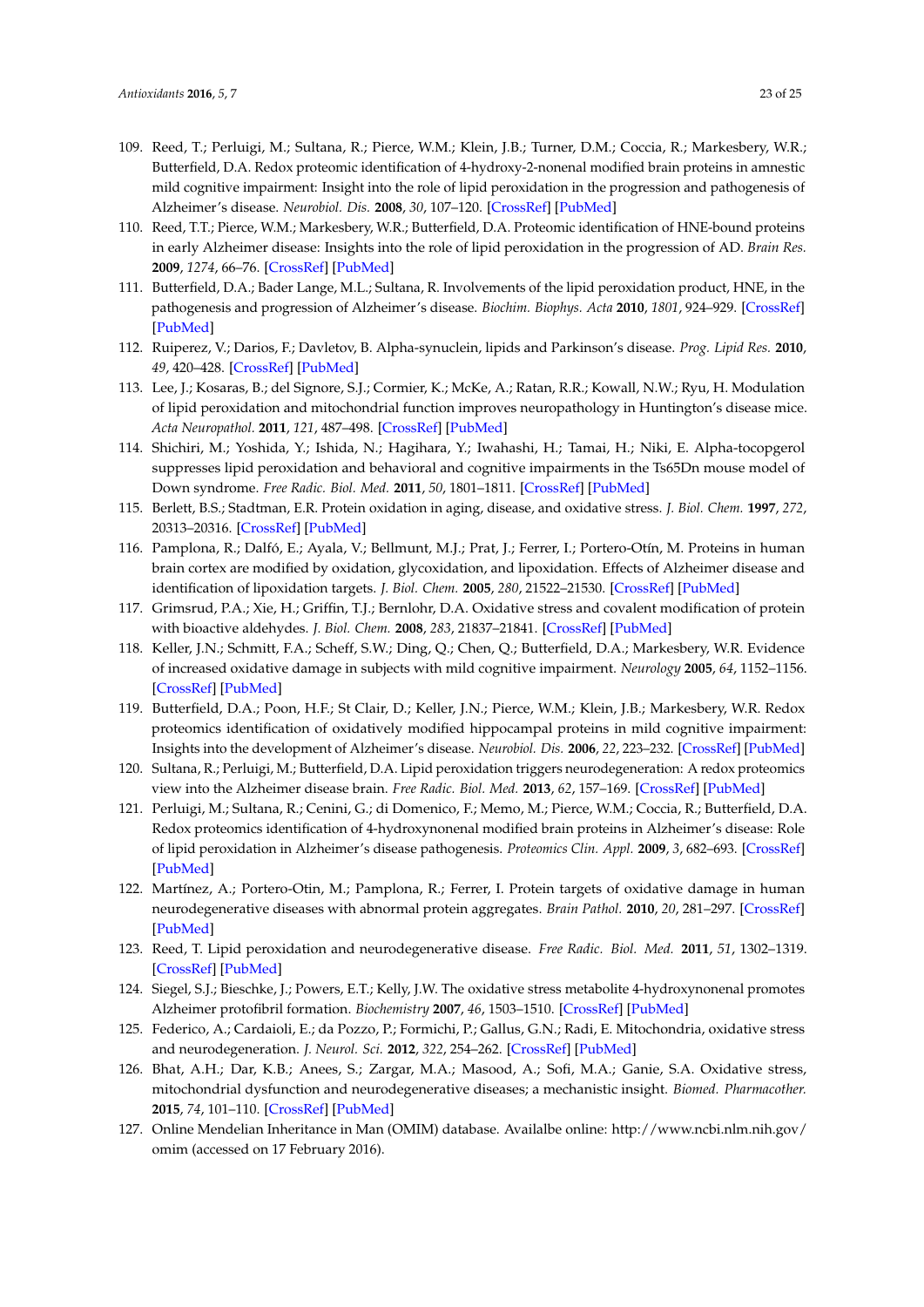109. Reed, T.; Perluigi, M.; Sultana, R.; Pierce, W.M.; Klein, J.B.; Turner, D.M.; Coccia, R.; Markesbery, W.R.; Butterfield, D.A. Redox proteomic identification of 4-hydroxy-2-nonenal modified brain proteins in amnestic mild cognitive impairment: Insight into the role of lipid peroxidation in the progression and pathogenesis of Alzheimer's disease. *Neurobiol. Dis.* **2008**, *30*, 107–120. [CrossRef] [PubMed]
110. Reed, T.T.; Pierce, W.M.; Markesbery, W.R.; Butterfield, D.A. Proteomic identification of HNE-bound proteins in early Alzheimer disease: Insights into the role of lipid peroxidation in the progression of AD. *Brain Res.* **2009**, *1274*, 66–76. [CrossRef] [PubMed]
111. Butterfield, D.A.; Bader Lange, M.L.; Sultana, R. Involvements of the lipid peroxidation product, HNE, in the pathogenesis and progression of Alzheimer's disease. *Biochim. Biophys. Acta* **2010**, *1801*, 924–929. [CrossRef] [PubMed]
112. Ruiperez, V.; Darios, F.; Davletov, B. Alpha-synuclein, lipids and Parkinson's disease. *Prog. Lipid Res.* **2010**, *49*, 420–428. [CrossRef] [PubMed]
113. Lee, J.; Kosaras, B.; del Signore, S.J.; Cormier, K.; McKe, A.; Ratan, R.R.; Kowall, N.W.; Ryu, H. Modulation of lipid peroxidation and mitochondrial function improves neuropathology in Huntington's disease mice. *Acta Neuropathol.* **2011**, *121*, 487–498. [CrossRef] [PubMed]
114. Shichiri, M.; Yoshida, Y.; Ishida, N.; Hagihara, Y.; Iwahashi, H.; Tamai, H.; Niki, E. Alpha-tocopgerol suppresses lipid peroxidation and behavioral and cognitive impairments in the Ts65Dn mouse model of Down syndrome. *Free Radic. Biol. Med.* **2011**, *50*, 1801–1811. [CrossRef] [PubMed]
115. Berlett, B.S.; Stadtman, E.R. Protein oxidation in aging, disease, and oxidative stress. *J. Biol. Chem.* **1997**, *272*, 20313–20316. [CrossRef] [PubMed]
116. Pamplona, R.; Dalfó, E.; Ayala, V.; Bellmunt, M.J.; Prat, J.; Ferrer, I.; Portero-Otín, M. Proteins in human brain cortex are modified by oxidation, glycoxidation, and lipoxidation. Effects of Alzheimer disease and identification of lipoxidation targets. *J. Biol. Chem.* **2005**, *280*, 21522–21530. [CrossRef] [PubMed]
117. Grimsrud, P.A.; Xie, H.; Griffin, T.J.; Bernlohr, D.A. Oxidative stress and covalent modification of protein with bioactive aldehydes. *J. Biol. Chem.* **2008**, *283*, 21837–21841. [CrossRef] [PubMed]
118. Keller, J.N.; Schmitt, F.A.; Scheff, S.W.; Ding, Q.; Chen, Q.; Butterfield, D.A.; Markesbery, W.R. Evidence of increased oxidative damage in subjects with mild cognitive impairment. *Neurology* **2005**, *64*, 1152–1156. [CrossRef] [PubMed]
119. Butterfield, D.A.; Poon, H.F.; St Clair, D.; Keller, J.N.; Pierce, W.M.; Klein, J.B.; Markesbery, W.R. Redox proteomics identification of oxidatively modified hippocampal proteins in mild cognitive impairment: Insights into the development of Alzheimer's disease. *Neurobiol. Dis.* **2006**, *22*, 223–232. [CrossRef] [PubMed]
120. Sultana, R.; Perluigi, M.; Butterfield, D.A. Lipid peroxidation triggers neurodegeneration: A redox proteomics view into the Alzheimer disease brain. *Free Radic. Biol. Med.* **2013**, *62*, 157–169. [CrossRef] [PubMed]
121. Perluigi, M.; Sultana, R.; Cenini, G.; di Domenico, F.; Memo, M.; Pierce, W.M.; Coccia, R.; Butterfield, D.A. Redox proteomics identification of 4-hydroxynonenal modified brain proteins in Alzheimer's disease: Role of lipid peroxidation in Alzheimer's disease pathogenesis. *Proteomics Clin. Appl.* **2009**, *3*, 682–693. [CrossRef] [PubMed]
122. Martínez, A.; Portero-Otin, M.; Pamplona, R.; Ferrer, I. Protein targets of oxidative damage in human neurodegenerative diseases with abnormal protein aggregates. *Brain Pathol.* **2010**, *20*, 281–297. [CrossRef] [PubMed]
123. Reed, T. Lipid peroxidation and neurodegenerative disease. *Free Radic. Biol. Med.* **2011**, *51*, 1302–1319. [CrossRef] [PubMed]
124. Siegel, S.J.; Bieschke, J.; Powers, E.T.; Kelly, J.W. The oxidative stress metabolite 4-hydroxynonenal promotes Alzheimer protofibril formation. *Biochemistry* **2007**, *46*, 1503–1510. [CrossRef] [PubMed]
125. Federico, A.; Cardaioli, E.; da Pozzo, P.; Formichi, P.; Gallus, G.N.; Radi, E. Mitochondria, oxidative stress and neurodegeneration. *J. Neurol. Sci.* **2012**, *322*, 254–262. [CrossRef] [PubMed]
126. Bhat, A.H.; Dar, K.B.; Anees, S.; Zargar, M.A.; Masood, A.; Sofi, M.A.; Ganie, S.A. Oxidative stress, mitochondrial dysfunction and neurodegenerative diseases; a mechanistic insight. *Biomed. Pharmacother.* **2015**, *74*, 101–110. [CrossRef] [PubMed]
127. Online Mendelian Inheritance in Man (OMIM) database. Availalbe online: http://www.ncbi.nlm.nih.gov/omim (accessed on 17 February 2016).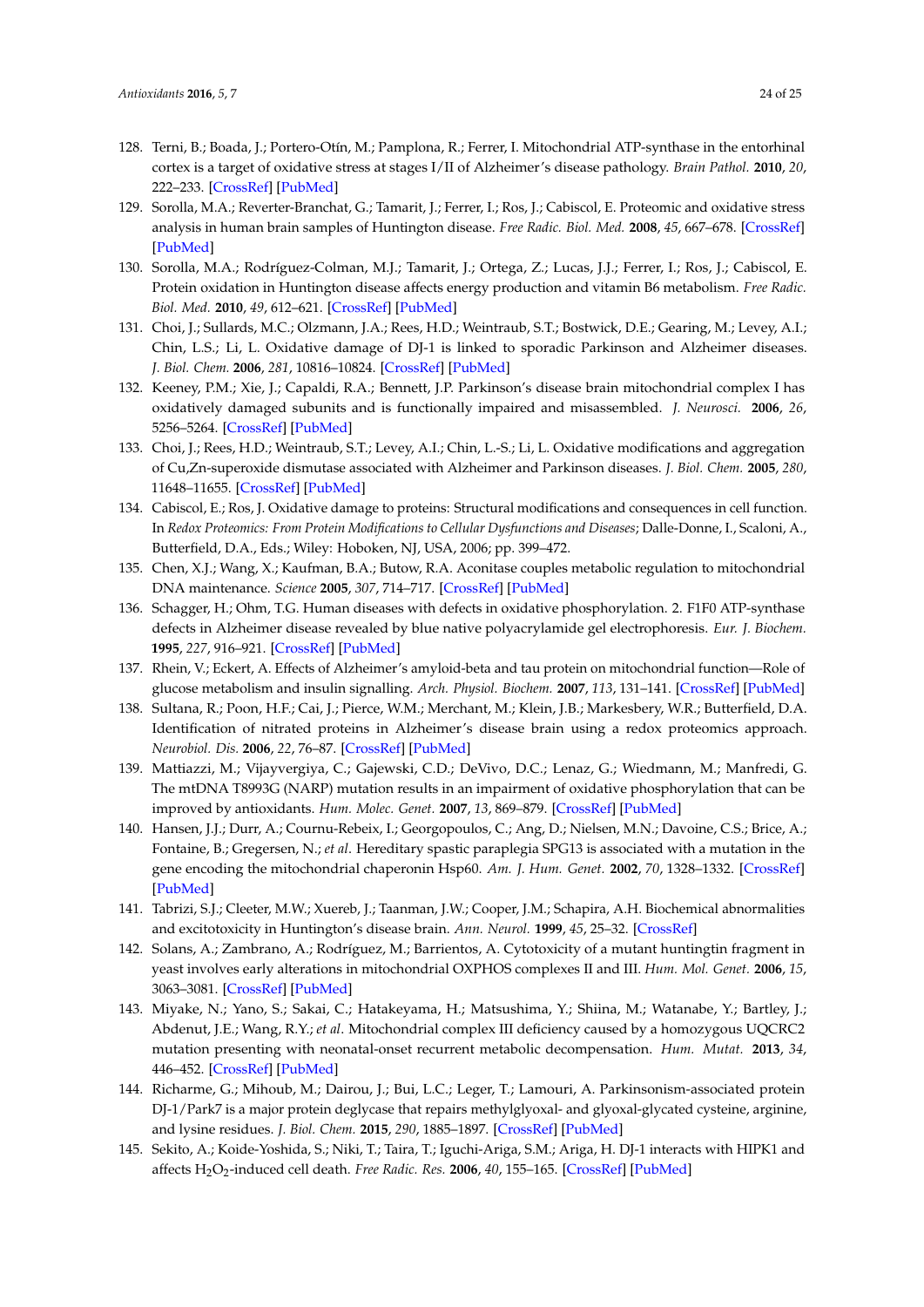128. Terni, B.; Boada, J.; Portero-Otín, M.; Pamplona, R.; Ferrer, I. Mitochondrial ATP-synthase in the entorhinal cortex is a target of oxidative stress at stages I/II of Alzheimer's disease pathology. *Brain Pathol.* **2010**, *20*, 222–233. [CrossRef] [PubMed]
129. Sorolla, M.A.; Reverter-Branchat, G.; Tamarit, J.; Ferrer, I.; Ros, J.; Cabiscol, E. Proteomic and oxidative stress analysis in human brain samples of Huntington disease. *Free Radic. Biol. Med.* **2008**, *45*, 667–678. [CrossRef] [PubMed]
130. Sorolla, M.A.; Rodríguez-Colman, M.J.; Tamarit, J.; Ortega, Z.; Lucas, J.J.; Ferrer, I.; Ros, J.; Cabiscol, E. Protein oxidation in Huntington disease affects energy production and vitamin B6 metabolism. *Free Radic. Biol. Med.* **2010**, *49*, 612–621. [CrossRef] [PubMed]
131. Choi, J.; Sullards, M.C.; Olzmann, J.A.; Rees, H.D.; Weintraub, S.T.; Bostwick, D.E.; Gearing, M.; Levey, A.I.; Chin, L.S.; Li, L. Oxidative damage of DJ-1 is linked to sporadic Parkinson and Alzheimer diseases. *J. Biol. Chem.* **2006**, *281*, 10816–10824. [CrossRef] [PubMed]
132. Keeney, P.M.; Xie, J.; Capaldi, R.A.; Bennett, J.P. Parkinson's disease brain mitochondrial complex I has oxidatively damaged subunits and is functionally impaired and misassembled. *J. Neurosci.* **2006**, *26*, 5256–5264. [CrossRef] [PubMed]
133. Choi, J.; Rees, H.D.; Weintraub, S.T.; Levey, A.I.; Chin, L.-S.; Li, L. Oxidative modifications and aggregation of Cu,Zn-superoxide dismutase associated with Alzheimer and Parkinson diseases. *J. Biol. Chem.* **2005**, *280*, 11648–11655. [CrossRef] [PubMed]
134. Cabiscol, E.; Ros, J. Oxidative damage to proteins: Structural modifications and consequences in cell function. In *Redox Proteomics: From Protein Modifications to Cellular Dysfunctions and Diseases*; Dalle-Donne, I., Scaloni, A., Butterfield, D.A., Eds.; Wiley: Hoboken, NJ, USA, 2006; pp. 399–472.
135. Chen, X.J.; Wang, X.; Kaufman, B.A.; Butow, R.A. Aconitase couples metabolic regulation to mitochondrial DNA maintenance. *Science* **2005**, *307*, 714–717. [CrossRef] [PubMed]
136. Schagger, H.; Ohm, T.G. Human diseases with defects in oxidative phosphorylation. 2. F1F0 ATP-synthase defects in Alzheimer disease revealed by blue native polyacrylamide gel electrophoresis. *Eur. J. Biochem.* **1995**, *227*, 916–921. [CrossRef] [PubMed]
137. Rhein, V.; Eckert, A. Effects of Alzheimer's amyloid-beta and tau protein on mitochondrial function—Role of glucose metabolism and insulin signalling. *Arch. Physiol. Biochem.* **2007**, *113*, 131–141. [CrossRef] [PubMed]
138. Sultana, R.; Poon, H.F.; Cai, J.; Pierce, W.M.; Merchant, M.; Klein, J.B.; Markesbery, W.R.; Butterfield, D.A. Identification of nitrated proteins in Alzheimer's disease brain using a redox proteomics approach. *Neurobiol. Dis.* **2006**, *22*, 76–87. [CrossRef] [PubMed]
139. Mattiazzi, M.; Vijayvergiya, C.; Gajewski, C.D.; DeVivo, D.C.; Lenaz, G.; Wiedmann, M.; Manfredi, G. The mtDNA T8993G (NARP) mutation results in an impairment of oxidative phosphorylation that can be improved by antioxidants. *Hum. Molec. Genet.* **2007**, *13*, 869–879. [CrossRef] [PubMed]
140. Hansen, J.J.; Durr, A.; Cournu-Rebeix, I.; Georgopoulos, C.; Ang, D.; Nielsen, M.N.; Davoine, C.S.; Brice, A.; Fontaine, B.; Gregersen, N.; *et al*. Hereditary spastic paraplegia SPG13 is associated with a mutation in the gene encoding the mitochondrial chaperonin Hsp60. *Am. J. Hum. Genet.* **2002**, *70*, 1328–1332. [CrossRef] [PubMed]
141. Tabrizi, S.J.; Cleeter, M.W.; Xuereb, J.; Taanman, J.W.; Cooper, J.M.; Schapira, A.H. Biochemical abnormalities and excitotoxicity in Huntington's disease brain. *Ann. Neurol.* **1999**, *45*, 25–32. [CrossRef]
142. Solans, A.; Zambrano, A.; Rodríguez, M.; Barrientos, A. Cytotoxicity of a mutant huntingtin fragment in yeast involves early alterations in mitochondrial OXPHOS complexes II and III. *Hum. Mol. Genet.* **2006**, *15*, 3063–3081. [CrossRef] [PubMed]
143. Miyake, N.; Yano, S.; Sakai, C.; Hatakeyama, H.; Matsushima, Y.; Shiina, M.; Watanabe, Y.; Bartley, J.; Abdenut, J.E.; Wang, R.Y.; *et al*. Mitochondrial complex III deficiency caused by a homozygous UQCRC2 mutation presenting with neonatal-onset recurrent metabolic decompensation. *Hum. Mutat.* **2013**, *34*, 446–452. [CrossRef] [PubMed]
144. Richarme, G.; Mihoub, M.; Dairou, J.; Bui, L.C.; Leger, T.; Lamouri, A. Parkinsonism-associated protein DJ-1/Park7 is a major protein deglycase that repairs methylglyoxal- and glyoxal-glycated cysteine, arginine, and lysine residues. *J. Biol. Chem.* **2015**, *290*, 1885–1897. [CrossRef] [PubMed]
145. Sekito, A.; Koide-Yoshida, S.; Niki, T.; Taira, T.; Iguchi-Ariga, S.M.; Ariga, H. DJ-1 interacts with HIPK1 and affects $H_2O_2$-induced cell death. *Free Radic. Res.* **2006**, *40*, 155–165. [CrossRef] [PubMed]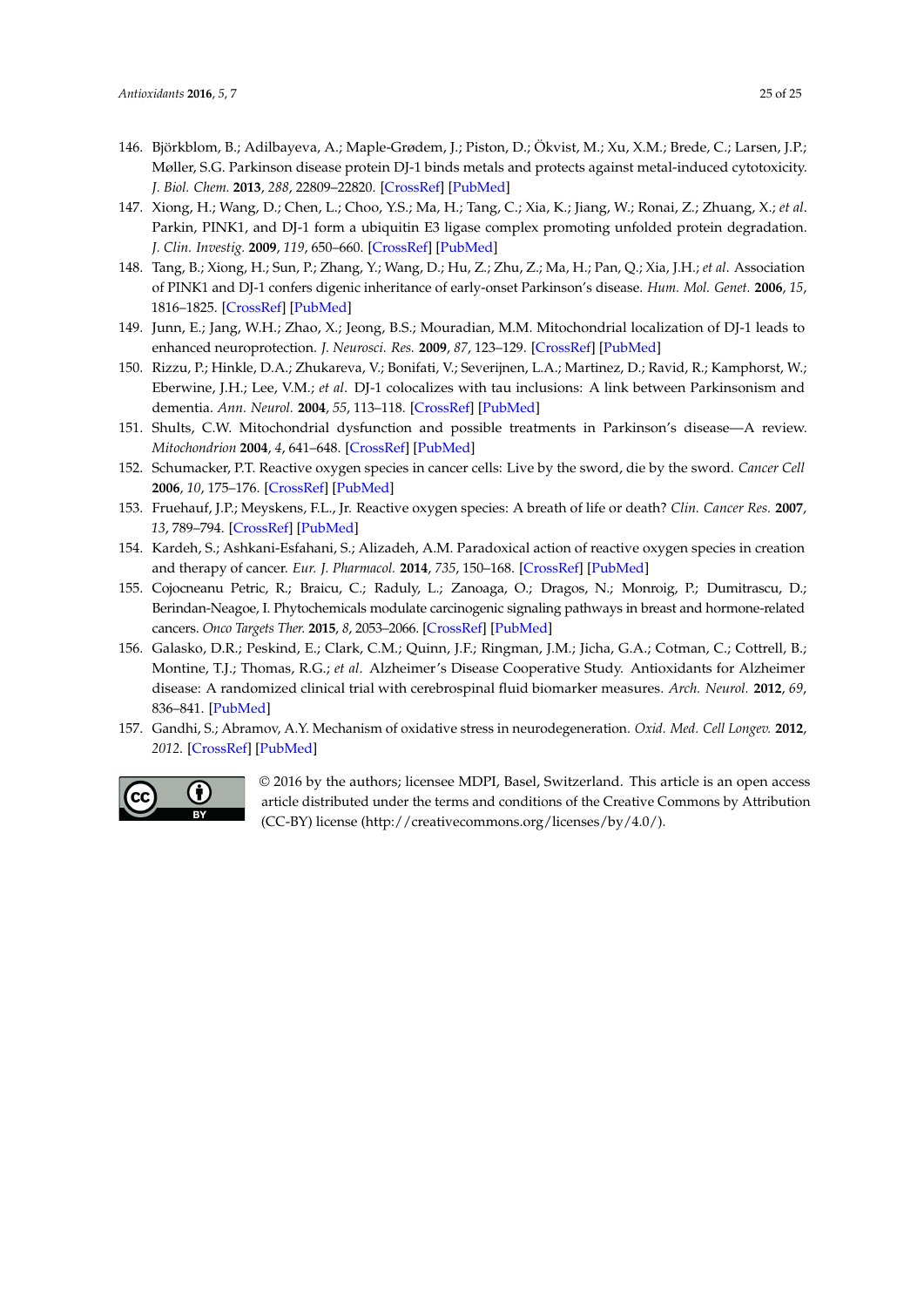146. Björkblom, B.; Adilbayeva, A.; Maple-Grødem, J.; Piston, D.; Ökvist, M.; Xu, X.M.; Brede, C.; Larsen, J.P.; Møller, S.G. Parkinson disease protein DJ-1 binds metals and protects against metal-induced cytotoxicity. *J. Biol. Chem.* **2013**, *288*, 22809–22820. [CrossRef] [PubMed]
147. Xiong, H.; Wang, D.; Chen, L.; Choo, Y.S.; Ma, H.; Tang, C.; Xia, K.; Jiang, W.; Ronai, Z.; Zhuang, X.; *et al*. Parkin, PINK1, and DJ-1 form a ubiquitin E3 ligase complex promoting unfolded protein degradation. *J. Clin. Investig.* **2009**, *119*, 650–660. [CrossRef] [PubMed]
148. Tang, B.; Xiong, H.; Sun, P.; Zhang, Y.; Wang, D.; Hu, Z.; Zhu, Z.; Ma, H.; Pan, Q.; Xia, J.H.; *et al*. Association of PINK1 and DJ-1 confers digenic inheritance of early-onset Parkinson's disease. *Hum. Mol. Genet.* **2006**, *15*, 1816–1825. [CrossRef] [PubMed]
149. Junn, E.; Jang, W.H.; Zhao, X.; Jeong, B.S.; Mouradian, M.M. Mitochondrial localization of DJ-1 leads to enhanced neuroprotection. *J. Neurosci. Res.* **2009**, *87*, 123–129. [CrossRef] [PubMed]
150. Rizzu, P.; Hinkle, D.A.; Zhukareva, V.; Bonifati, V.; Severijnen, L.A.; Martinez, D.; Ravid, R.; Kamphorst, W.; Eberwine, J.H.; Lee, V.M.; *et al*. DJ-1 colocalizes with tau inclusions: A link between Parkinsonism and dementia. *Ann. Neurol.* **2004**, *55*, 113–118. [CrossRef] [PubMed]
151. Shults, C.W. Mitochondrial dysfunction and possible treatments in Parkinson's disease—A review. *Mitochondrion* **2004**, *4*, 641–648. [CrossRef] [PubMed]
152. Schumacker, P.T. Reactive oxygen species in cancer cells: Live by the sword, die by the sword. *Cancer Cell* **2006**, *10*, 175–176. [CrossRef] [PubMed]
153. Fruehauf, J.P.; Meyskens, F.L., Jr. Reactive oxygen species: A breath of life or death? *Clin. Cancer Res.* **2007**, *13*, 789–794. [CrossRef] [PubMed]
154. Kardeh, S.; Ashkani-Esfahani, S.; Alizadeh, A.M. Paradoxical action of reactive oxygen species in creation and therapy of cancer. *Eur. J. Pharmacol.* **2014**, *735*, 150–168. [CrossRef] [PubMed]
155. Cojocneanu Petric, R.; Braicu, C.; Raduly, L.; Zanoaga, O.; Dragos, N.; Monroig, P.; Dumitrascu, D.; Berindan-Neagoe, I. Phytochemicals modulate carcinogenic signaling pathways in breast and hormone-related cancers. *Onco Targets Ther.* **2015**, *8*, 2053–2066. [CrossRef] [PubMed]
156. Galasko, D.R.; Peskind, E.; Clark, C.M.; Quinn, J.F.; Ringman, J.M.; Jicha, G.A.; Cotman, C.; Cottrell, B.; Montine, T.J.; Thomas, R.G.; *et al*. Alzheimer's Disease Cooperative Study. Antioxidants for Alzheimer disease: A randomized clinical trial with cerebrospinal fluid biomarker measures. *Arch. Neurol.* **2012**, *69*, 836–841. [PubMed]
157. Gandhi, S.; Abramov, A.Y. Mechanism of oxidative stress in neurodegeneration. *Oxid. Med. Cell Longev.* **2012**, *2012*. [CrossRef] [PubMed]

© 2016 by the authors; licensee MDPI, Basel, Switzerland. This article is an open access article distributed under the terms and conditions of the Creative Commons by Attribution (CC-BY) license (http://creativecommons.org/licenses/by/4.0/).